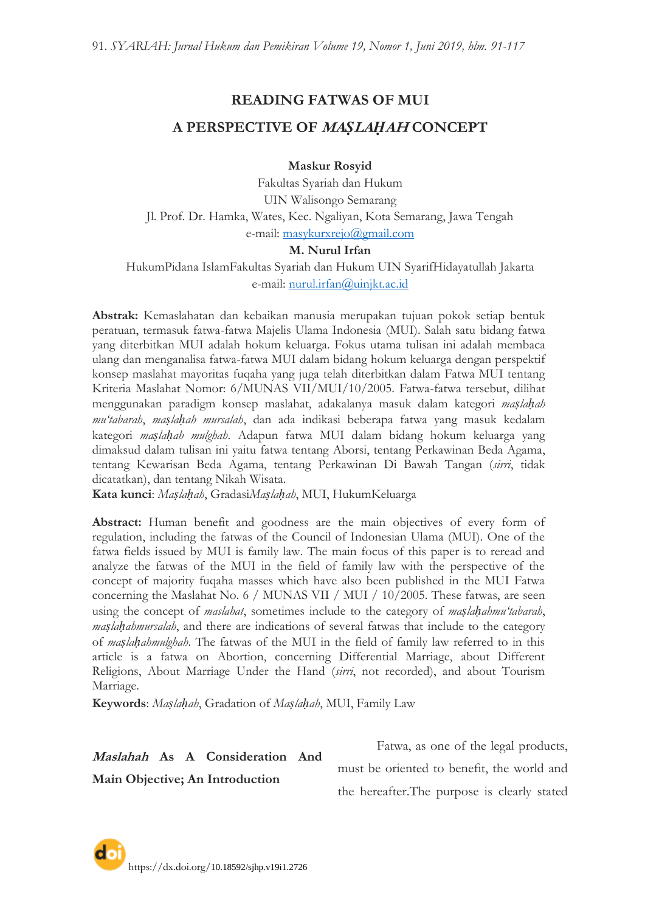# READING FATWAS OF MUI

# A PERSPECTIVE OF *MAṢLAḤAH* CONCEPT

**Maskur Rosyid**

Fakultas Syariah dan Hukum

UIN Walisongo Semarang

Jl. Prof. Dr. Hamka, Wates, Kec. Ngaliyan, Kota Semarang, Jawa Tengah

e-mail: masykurxrejo@gmail.com

**M. Nurul Irfan**

HukumPidana IslamFakultas Syariah dan Hukum UIN SyarifHidayatullah Jakarta

e-mail: nurul.irfan@uinjkt.ac.id

**Abstrak:** Kemaslahatan dan kebaikan manusia merupakan tujuan pokok setiap bentuk peratuan, termasuk fatwa-fatwa Majelis Ulama Indonesia (MUI). Salah satu bidang fatwa yang diterbitkan MUI adalah hokum keluarga. Fokus utama tulisan ini adalah membaca ulang dan menganalisa fatwa-fatwa MUI dalam bidang hokum keluarga dengan perspektif konsep maslahat mayoritas fuqaha yang juga telah diterbitkan dalam Fatwa MUI tentang Kriteria Maslahat Nomor: 6/MUNAS VII/MUI/10/2005. Fatwa-fatwa tersebut, dilihat menggunakan paradigm konsep maslahat, adakalanya masuk dalam kategori *maṣlaḥah mu'tabarah*, *maṣlaḥah mursalah*, dan ada indikasi beberapa fatwa yang masuk kedalam kategori *maṣlaḥah mulghah*. Adapun fatwa MUI dalam bidang hokum keluarga yang dimaksud dalam tulisan ini yaitu fatwa tentang Aborsi, tentang Perkawinan Beda Agama, tentang Kewarisan Beda Agama, tentang Perkawinan Di Bawah Tangan (*sirri*, tidak dicatatkan), dan tentang Nikah Wisata.

**Kata kunci**: *Maṣlaḥah*, Gradasi*Maṣlaḥah*, MUI, HukumKeluarga

**Abstract:** Human benefit and goodness are the main objectives of every form of regulation, including the fatwas of the Council of Indonesian Ulama (MUI). One of the fatwa fields issued by MUI is family law. The main focus of this paper is to reread and analyze the fatwas of the MUI in the field of family law with the perspective of the concept of majority fuqaha masses which have also been published in the MUI Fatwa concerning the Maslahat No. 6 / MUNAS VII / MUI / 10/2005. These fatwas, are seen using the concept of *maslahat*, sometimes include to the category of *maṣlaḥahmu'tabarah*, *maṣlaḥahmursalah*, and there are indications of several fatwas that include to the category of *maṣlaḥahmulghah*. The fatwas of the MUI in the field of family law referred to in this article is a fatwa on Abortion, concerning Differential Marriage, about Different Religions, About Marriage Under the Hand (*sirri*, not recorded), and about Tourism Marriage.

**Keywords**: *Maṣlaḥah*, Gradation of *Maṣlaḥah*, MUI, Family Law

## *Maslahah* As A Consideration And Main Objective; An Introduction

Fatwa, as one of the legal products, must be oriented to benefit, the world and the hereafter.The purpose is clearly stated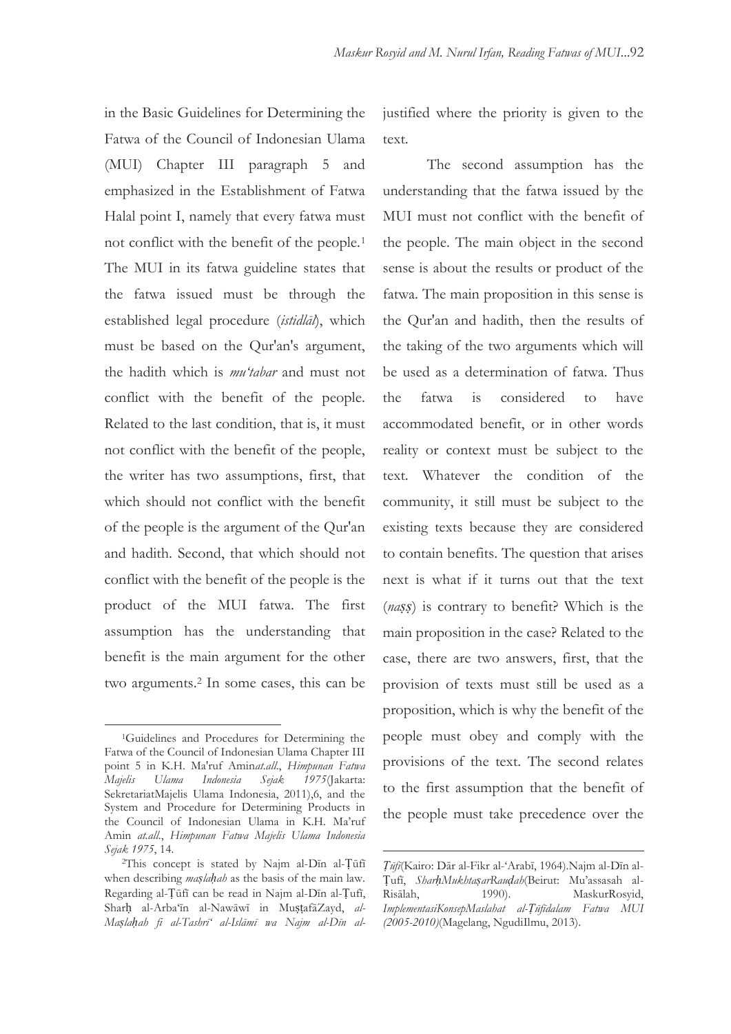in the Basic Guidelines for Determining the Fatwa of the Council of Indonesian Ulama (MUI) Chapter III paragraph 5 and emphasized in the Establishment of Fatwa Halal point I, namely that every fatwa must not conflict with the benefit of the people.[1] The MUI in its fatwa guideline states that the fatwa issued must be through the established legal procedure (*istidlāl*), which must be based on the Qur'an's argument, the hadith which is *mu'tabar* and must not conflict with the benefit of the people. Related to the last condition, that is, it must not conflict with the benefit of the people, the writer has two assumptions, first, that which should not conflict with the benefit of the people is the argument of the Qur'an and hadith. Second, that which should not conflict with the benefit of the people is the product of the MUI fatwa. The first assumption has the understanding that benefit is the main argument for the other two arguments.[2] In some cases, this can be justified where the priority is given to the text.

The second assumption has the understanding that the fatwa issued by the MUI must not conflict with the benefit of the people. The main object in the second sense is about the results or product of the fatwa. The main proposition in this sense is the Qur'an and hadith, then the results of the taking of the two arguments which will be used as a determination of fatwa. Thus the fatwa is considered to have accommodated benefit, or in other words reality or context must be subject to the text. Whatever the condition of the community, it still must be subject to the existing texts because they are considered to contain benefits. The question that arises next is what if it turns out that the text (*naṣṣ*) is contrary to benefit? Which is the main proposition in the case? Related to the case, there are two answers, first, that the provision of texts must still be used as a proposition, which is why the benefit of the people must obey and comply with the provisions of the text. The second relates to the first assumption that the benefit of the people must take precedence over the

---

[1] Guidelines and Procedures for Determining the Fatwa of the Council of Indonesian Ulama Chapter III point 5 in K.H. Ma'ruf Amin*at.all.*, *Himpunan Fatwa Majelis Ulama Indonesia Sejak 1975*(Jakarta: SekretariatMajelis Ulama Indonesia, 2011),6, and the System and Procedure for Determining Products in the Council of Indonesian Ulama in K.H. Ma'ruf Amin *at.all.*, *Himpunan Fatwa Majelis Ulama Indonesia Sejak 1975*, 14.

[2] This concept is stated by Najm al-Dīn al-Ṭūfī when describing *maṣlaḥah* as the basis of the main law. Regarding al-Ṭūfī can be read in Najm al-Dīn al-Ṭufī, Sharḥ al-Arba'īn al-Nawāwī in MuṣṭafāZayd, *al-Maṣlaḥah fi al-Tashrī' al-Islāmī wa Najm al-Dīn al-Ṭūfī*(Kairo: Dār al-Fikr al-'Arabī, 1964).Najm al-Dīn al-Ṭufī, *SharḥMukhtaṣarRauḍah*(Beirut: Mu'assasah al-Risālah, 1990). MaskurRosyid, *ImplementasiKonsepMaslahat al-Ṭūfidalam Fatwa MUI (2005-2010)*(Magelang, NgudiIlmu, 2013).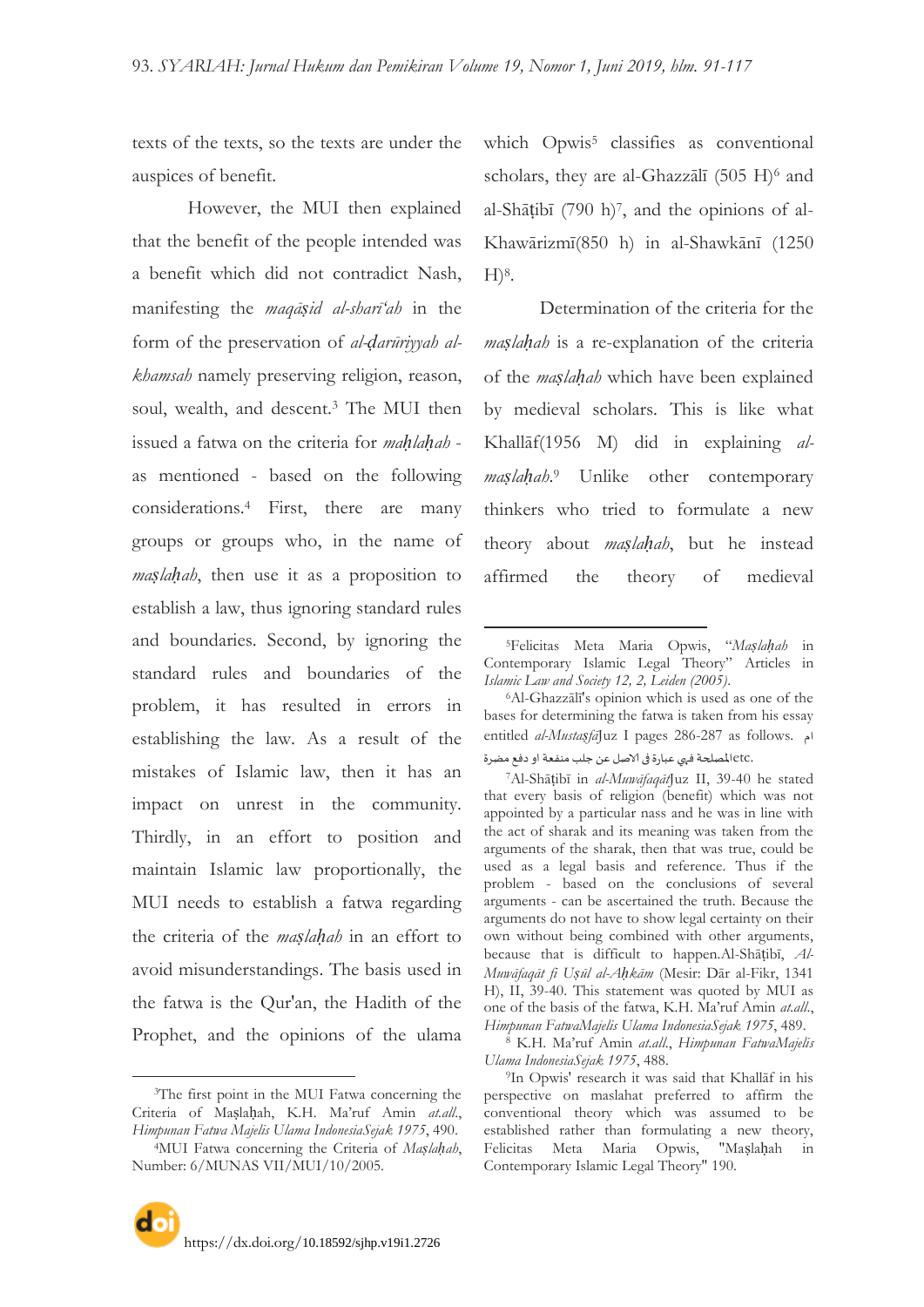texts of the texts, so the texts are under the auspices of benefit.

However, the MUI then explained that the benefit of the people intended was a benefit which did not contradict Nash, manifesting the *maqāṣid al-sharī'ah* in the form of the preservation of *al-ḍarūriyyah al-khamsah* namely preserving religion, reason, soul, wealth, and descent.[3] The MUI then issued a fatwa on the criteria for *maḥlaḥah* - as mentioned - based on the following considerations.[4] First, there are many groups or groups who, in the name of *maṣlaḥah*, then use it as a proposition to establish a law, thus ignoring standard rules and boundaries. Second, by ignoring the standard rules and boundaries of the problem, it has resulted in errors in establishing the law. As a result of the mistakes of Islamic law, then it has an impact on unrest in the community. Thirdly, in an effort to position and maintain Islamic law proportionally, the MUI needs to establish a fatwa regarding the criteria of the *maṣlaḥah* in an effort to avoid misunderstandings. The basis used in the fatwa is the Qur'an, the Hadith of the Prophet, and the opinions of the ulama which Opwis[5] classifies as conventional scholars, they are al-Ghazzālī (505 H)[6] and al-Shāṭibī (790 h)[7], and the opinions of al-Khawārizmī(850 h) in al-Shawkānī (1250 H)[8].

Determination of the criteria for the *maṣlaḥah* is a re-explanation of the criteria of the *maṣlaḥah* which have been explained by medieval scholars. This is like what Khallāf(1956 M) did in explaining *al-maṣlaḥah*.[9] Unlike other contemporary thinkers who tried to formulate a new theory about *maṣlaḥah*, but he instead affirmed the theory of medieval

---

[3]The first point in the MUI Fatwa concerning the Criteria of Maṣlaḥah, K.H. Ma'ruf Amin *at.all.*, *Himpunan Fatwa Majelis Ulama IndonesiaSejak 1975*, 490.

[4]MUI Fatwa concerning the Criteria of *Maṣlaḥah*, Number: 6/MUNAS VII/MUI/10/2005.

[5]Felicitas Meta Maria Opwis, "*Maṣlaḥah* in Contemporary Islamic Legal Theory" Articles in *Islamic Law and Society 12, 2, Leiden (2005)*.

[6]Al-Ghazzālī's opinion which is used as one of the bases for determining the fatwa is taken from his essay entitled *al-Mustaṣfā*Juz I pages 286-287 as follows. ام المصلحة فهي عبارة فى الاصل عن جلب منفعة او دفع مضرة etc.

[7]Al-Shāṭibī in *al-Muwāfaqāt*Juz II, 39-40 he stated that every basis of religion (benefit) which was not appointed by a particular nass and he was in line with the act of sharak and its meaning was taken from the arguments of the sharak, then that was true, could be used as a legal basis and reference. Thus if the problem - based on the conclusions of several arguments - can be ascertained the truth. Because the arguments do not have to show legal certainty on their own without being combined with other arguments, because that is difficult to happen.Al-Shāṭibī, *Al-Muwāfaqāt fi Uṣūl al-Aḥkām* (Mesir: Dār al-Fikr, 1341 H), II, 39-40. This statement was quoted by MUI as one of the basis of the fatwa, K.H. Ma'ruf Amin *at.all.*, *Himpunan FatwaMajelis Ulama IndonesiaSejak 1975*, 489.

[8] K.H. Ma'ruf Amin *at.all.*, *Himpunan FatwaMajelis Ulama IndonesiaSejak 1975*, 488.

[9]In Opwis' research it was said that Khallāf in his perspective on maslahat preferred to affirm the conventional theory which was assumed to be established rather than formulating a new theory, Felicitas Meta Maria Opwis, "Maṣlaḥah in Contemporary Islamic Legal Theory" 190.

https://dx.doi.org/10.18592/sjhp.v19i1.2726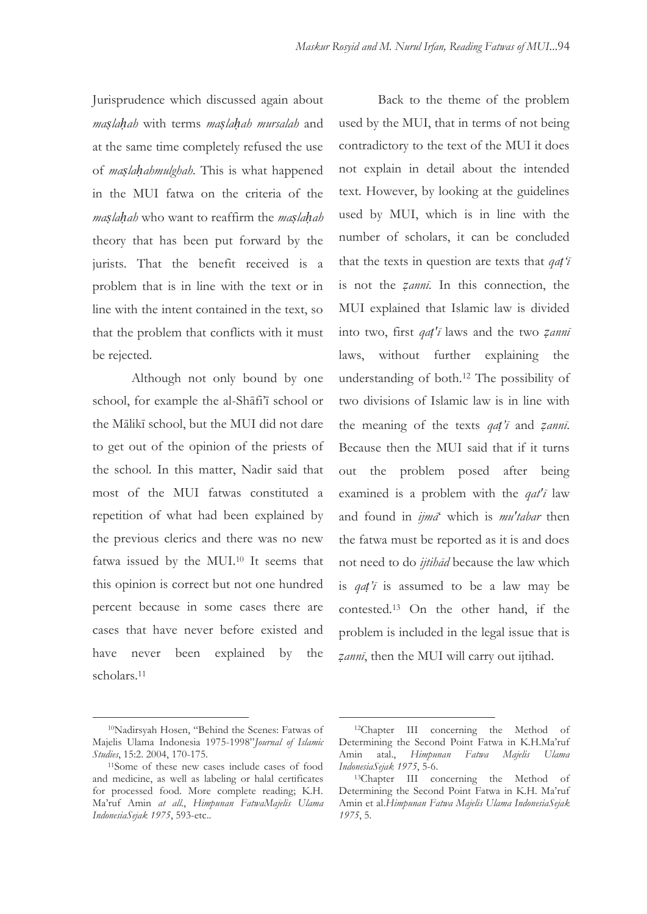Jurisprudence which discussed again about *maṣlaḥah* with terms *maṣlaḥah mursalah* and at the same time completely refused the use of *maṣlaḥahmulghah*. This is what happened in the MUI fatwa on the criteria of the *maṣlaḥah* who want to reaffirm the *maṣlaḥah* theory that has been put forward by the jurists. That the benefit received is a problem that is in line with the text or in line with the intent contained in the text, so that the problem that conflicts with it must be rejected.

Although not only bound by one school, for example the al-Shāfi'ī school or the Mālikī school, but the MUI did not dare to get out of the opinion of the priests of the school. In this matter, Nadir said that most of the MUI fatwas constituted a repetition of what had been explained by the previous clerics and there was no new fatwa issued by the MUI.[10] It seems that this opinion is correct but not one hundred percent because in some cases there are cases that have never before existed and have never been explained by the scholars.[11]

Back to the theme of the problem used by the MUI, that in terms of not being contradictory to the text of the MUI it does not explain in detail about the intended text. However, by looking at the guidelines used by MUI, which is in line with the number of scholars, it can be concluded that the texts in question are texts that *qaṭ'ī* is not the *ẓannī*. In this connection, the MUI explained that Islamic law is divided into two, first *qaṭ'ī* laws and the two *ẓannī* laws, without further explaining the understanding of both.[12] The possibility of two divisions of Islamic law is in line with the meaning of the texts *qaṭ'ī* and *ẓannī*. Because then the MUI said that if it turns out the problem posed after being examined is a problem with the *qat'ī* law and found in *ijmā'* which is *mu'tabar* then the fatwa must be reported as it is and does not need to do *ijtihād* because the law which is *qaṭ'ī* is assumed to be a law may be contested.[13] On the other hand, if the problem is included in the legal issue that is *ẓannī*, then the MUI will carry out ijtihad.

---

[10]Nadirsyah Hosen, "Behind the Scenes: Fatwas of Majelis Ulama Indonesia 1975-1998"*Journal of Islamic Studies*, 15:2. 2004, 170-175.

[11]Some of these new cases include cases of food and medicine, as well as labeling or halal certificates for processed food. More complete reading; K.H. Ma'ruf Amin *at all.*, *Himpunan FatwaMajelis Ulama IndonesiaSejak 1975*, 593-etc..

[12]Chapter III concerning the Method of Determining the Second Point Fatwa in K.H.Ma'ruf Amin atal., *Himpunan Fatwa Majelis Ulama IndonesiaSejak 1975*, 5-6.

[13]Chapter III concerning the Method of Determining the Second Point Fatwa in K.H. Ma'ruf Amin et al.*Himpunan Fatwa Majelis Ulama IndonesiaSejak 1975*, 5.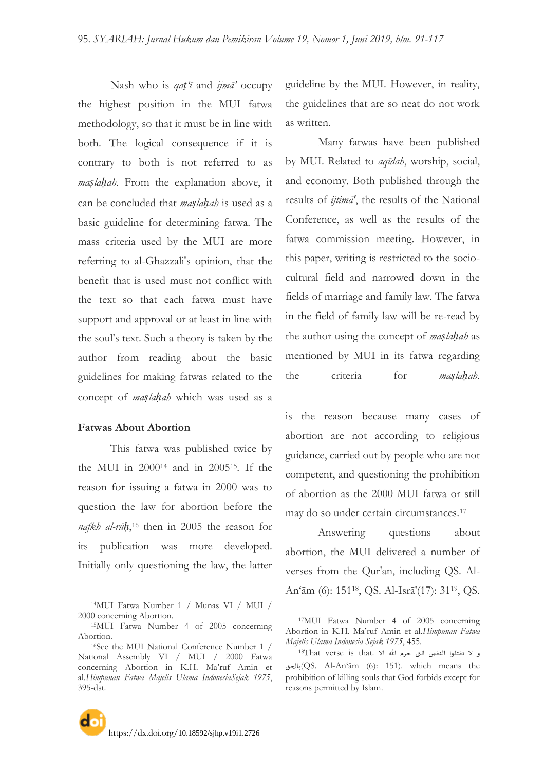Nash who is *qaṭ'ī* and *ijmā'* occupy the highest position in the MUI fatwa methodology, so that it must be in line with both. The logical consequence if it is contrary to both is not referred to as *maṣlaḥah*. From the explanation above, it can be concluded that *maṣlaḥah* is used as a basic guideline for determining fatwa. The mass criteria used by the MUI are more referring to al-Ghazzali's opinion, that the benefit that is used must not conflict with the text so that each fatwa must have support and approval or at least in line with the soul's text. Such a theory is taken by the author from reading about the basic guidelines for making fatwas related to the concept of *maṣlaḥah* which was used as a guideline by the MUI. However, in reality, the guidelines that are so neat do not work as written.

Many fatwas have been published by MUI. Related to *aqīdah*, worship, social, and economy. Both published through the results of *ijtimā'*, the results of the National Conference, as well as the results of the fatwa commission meeting. However, in this paper, writing is restricted to the socio-cultural field and narrowed down in the fields of marriage and family law. The fatwa in the field of family law will be re-read by the author using the concept of *maṣlaḥah* as mentioned by MUI in its fatwa regarding the criteria for *maṣlaḥah*.

**Fatwas About Abortion**

This fatwa was published twice by the MUI in 2000[14] and in 2005[15]. If the reason for issuing a fatwa in 2000 was to question the law for abortion before the *nafkh al-rūḥ*,[16] then in 2005 the reason for its publication was more developed. Initially only questioning the law, the latter is the reason because many cases of abortion are not according to religious guidance, carried out by people who are not competent, and questioning the prohibition of abortion as the 2000 MUI fatwa or still may do so under certain circumstances.[17]

Answering questions about abortion, the MUI delivered a number of verses from the Qur'an, including QS. Al-An'ām (6): 151[18], QS. Al-Isrā'(17): 31[19], QS.

---

[14]MUI Fatwa Number 1 / Munas VI / MUI / 2000 concerning Abortion.

[15]MUI Fatwa Number 4 of 2005 concerning Abortion.

[16]See the MUI National Conference Number 1 / National Assembly VI / MUI / 2000 Fatwa concerning Abortion in K.H. Ma'ruf Amin et al.*Himpunan Fatwa Majelis Ulama IndonesiaSejak 1975*, 395-dst.

[17]MUI Fatwa Number 4 of 2005 concerning Abortion in K.H. Ma'ruf Amin et al.*Himpunan Fatwa Majelis Ulama Indonesia Sejak 1975*, 455.

[18]That verse is that. و لا تقتلوا النفس التى حرم الله الا بالحق(QS. Al-An'ām (6): 151). which means the prohibition of killing souls that God forbids except for reasons permitted by Islam.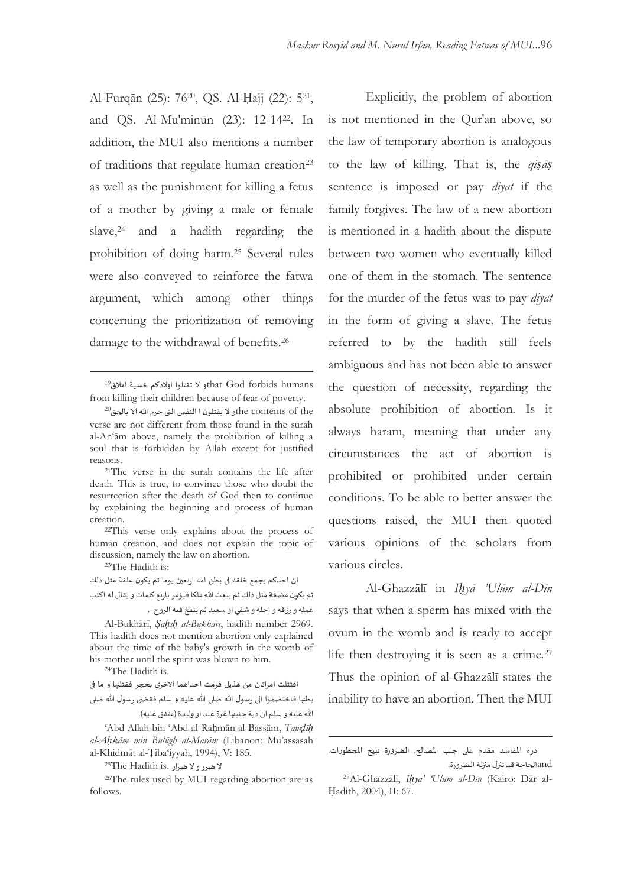Al-Furqān (25): 76[20], QS. Al-Ḥajj (22): 5[21], and QS. Al-Mu'minūn (23): 12-14[22]. In addition, the MUI also mentions a number of traditions that regulate human creation[23] as well as the punishment for killing a fetus of a mother by giving a male or female slave,[24] and a hadith regarding the prohibition of doing harm.[25] Several rules were also conveyed to reinforce the fatwa argument, which among other things concerning the prioritization of removing damage to the withdrawal of benefits.[26]

Explicitly, the problem of abortion is not mentioned in the Qur'an above, so the law of temporary abortion is analogous to the law of killing. That is, the *qiṣāṣ* sentence is imposed or pay *diyat* if the family forgives. The law of a new abortion is mentioned in a hadith about the dispute between two women who eventually killed one of them in the stomach. The sentence for the murder of the fetus was to pay *diyat* in the form of giving a slave. The fetus referred to by the hadith still feels ambiguous and has not been able to answer the question of necessity, regarding the absolute prohibition of abortion. Is it always haram, meaning that under any circumstances the act of abortion is prohibited or prohibited under certain conditions. To be able to better answer the questions raised, the MUI then quoted various opinions of the scholars from various circles.

Al-Ghazzālī in *Iḥyā 'Ulūm al-Dīn* says that when a sperm has mixed with the ovum in the womb and is ready to accept life then destroying it is seen as a crime.[27] Thus the opinion of al-Ghazzālī states the inability to have an abortion. Then the MUI

---

[19] و لا تقتلوا اولادكم خسية املاق that God forbids humans from killing their children because of fear of poverty.

[20] و لا يقتلون ا النفس التى حرم الله الا بالحق the contents of the verse are not different from those found in the surah al-An'ām above, namely the prohibition of killing a soul that is forbidden by Allah except for justified reasons.

[21] The verse in the surah contains the life after death. This is true, to convince those who doubt the resurrection after the death of God then to continue by explaining the beginning and process of human creation.

[22] This verse only explains about the process of human creation, and does not explain the topic of discussion, namely the law on abortion.

[23] The Hadith is:

ان احدكم يجمع خلقه فى بطن امه اربعين يوما ثم يكون علقة مثل ذلك ثم يكون مضغة مثل ذلك ثم يبعث الله ملكا فيؤمر باربع كلمات و يقال له اكتب عمله و رزقه و اجله و شقي او سعيد ثم ينفخ فيه الروح .

Al-Bukhārī, *Ṣaḥīḥ al-Bukhārī*, hadith number 2969. This hadith does not mention abortion only explained about the time of the baby's growth in the womb of his mother until the spirit was blown to him.

[24] The Hadith is.

اقتتلت امراتان من هذيل فرمت احداهما الاخرى بحجر فقتلتها و ما فى بطنها فاختصموا الى رسول الله صلى الله عليه و سلم فقضى رسول الله صلى الله عليه و سلم ان دية جنينها غرة عبد او وليدة (متفق عليه).

'Abd Allah bin 'Abd al-Raḥmān al-Bassām, *Tawḍīḥ al-Aḥkām min Bulūgh al-Marām* (Libanon: Mu'assasah al-Khidmāt al-Ṭiba'iyyah, 1994), V: 185.

[25] The Hadith is. لا ضرر و لا ضرار

[26] The rules used by MUI regarding abortion are as follows.

درء المفاسد مقدم على جلب المصالح، الضرورة تبيح المحظورات، and الحاجة قد تنزل منزلة الضرورة.

[27] Al-Ghazzālī, *Iḥyā' 'Ulūm al-Dīn* (Kairo: Dār al-Ḥadith, 2004), II: 67.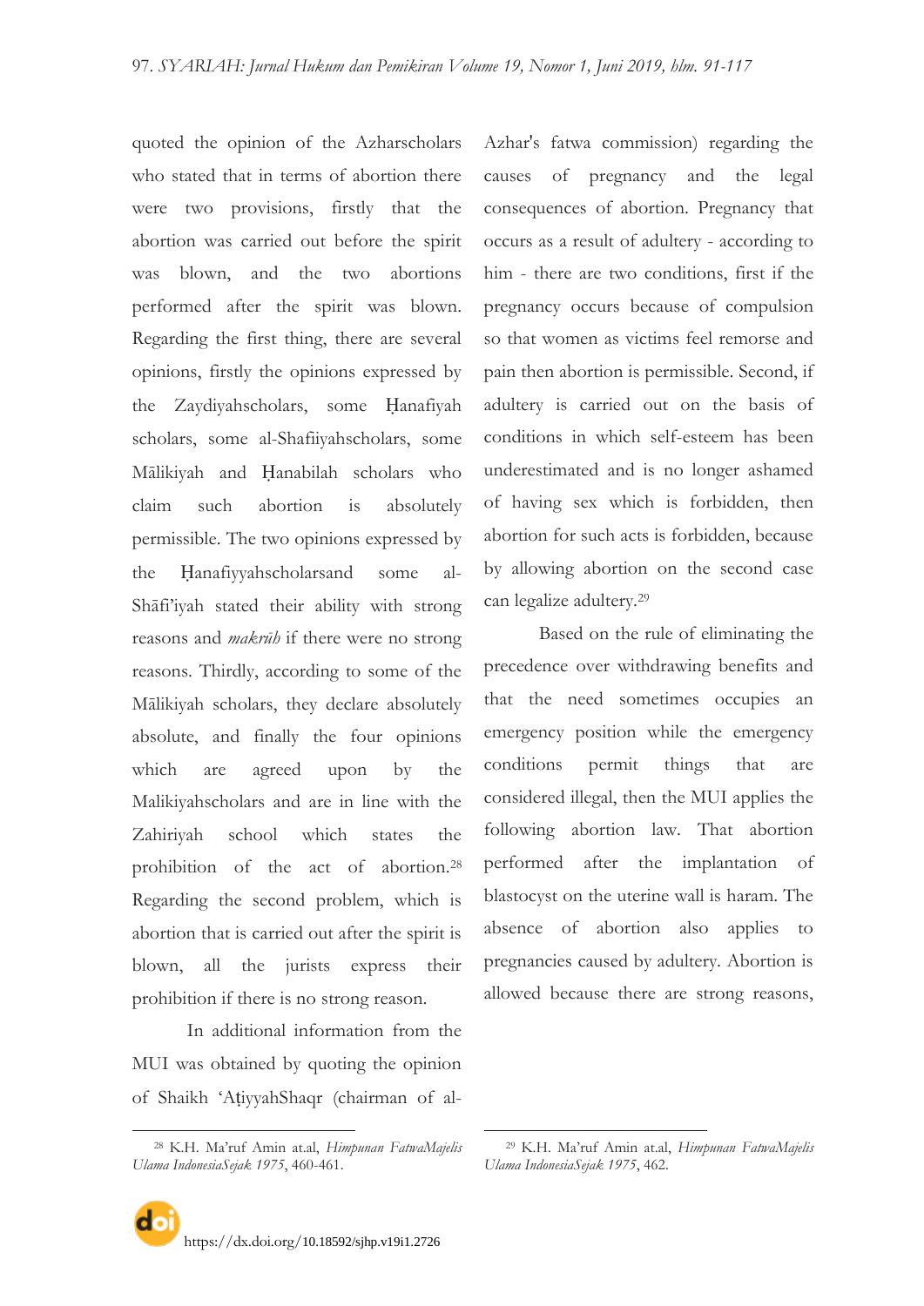quoted the opinion of the Azharscholars who stated that in terms of abortion there were two provisions, firstly that the abortion was carried out before the spirit was blown, and the two abortions performed after the spirit was blown. Regarding the first thing, there are several opinions, firstly the opinions expressed by the Zaydiyahscholars, some Ḥanafiyah scholars, some al-Shafiiyahscholars, some Mālikiyah and Ḥanabilah scholars who claim such abortion is absolutely permissible. The two opinions expressed by the Ḥanafiyyahscholarsand some al-Shāfi'iyah stated their ability with strong reasons and *makrūh* if there were no strong reasons. Thirdly, according to some of the Mālikiyah scholars, they declare absolutely absolute, and finally the four opinions which are agreed upon by the Malikiyahscholars and are in line with the Zahiriyah school which states the prohibition of the act of abortion.[28] Regarding the second problem, which is abortion that is carried out after the spirit is blown, all the jurists express their prohibition if there is no strong reason.

In additional information from the MUI was obtained by quoting the opinion of Shaikh 'AṭiyyahShaqr (chairman of al-Azhar's fatwa commission) regarding the causes of pregnancy and the legal consequences of abortion. Pregnancy that occurs as a result of adultery - according to him - there are two conditions, first if the pregnancy occurs because of compulsion so that women as victims feel remorse and pain then abortion is permissible. Second, if adultery is carried out on the basis of conditions in which self-esteem has been underestimated and is no longer ashamed of having sex which is forbidden, then abortion for such acts is forbidden, because by allowing abortion on the second case can legalize adultery.[29]

Based on the rule of eliminating the precedence over withdrawing benefits and that the need sometimes occupies an emergency position while the emergency conditions permit things that are considered illegal, then the MUI applies the following abortion law. That abortion performed after the implantation of blastocyst on the uterine wall is haram. The absence of abortion also applies to pregnancies caused by adultery. Abortion is allowed because there are strong reasons,

---

[28] K.H. Ma'ruf Amin at.al, *Himpunan FatwaMajelis Ulama IndonesiaSejak 1975*, 460-461.

[29] K.H. Ma'ruf Amin at.al, *Himpunan FatwaMajelis Ulama IndonesiaSejak 1975*, 462.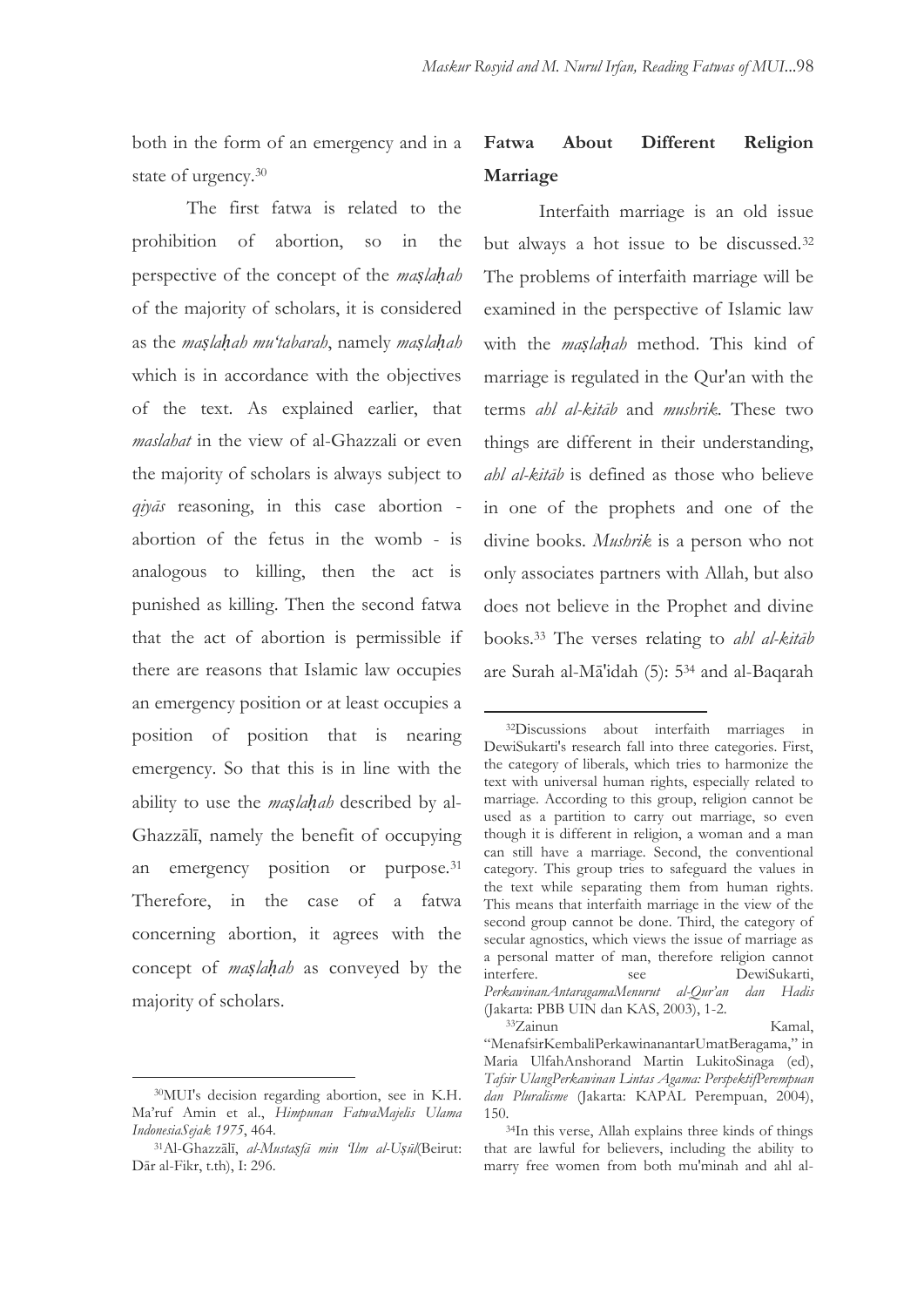both in the form of an emergency and in a state of urgency.[30]

The first fatwa is related to the prohibition of abortion, so in the perspective of the concept of the *maṣlaḥah* of the majority of scholars, it is considered as the *maṣlaḥah mu'tabarah*, namely *maṣlaḥah* which is in accordance with the objectives of the text. As explained earlier, that *maslahat* in the view of al-Ghazzali or even the majority of scholars is always subject to *qiyās* reasoning, in this case abortion - abortion of the fetus in the womb - is analogous to killing, then the act is punished as killing. Then the second fatwa that the act of abortion is permissible if there are reasons that Islamic law occupies an emergency position or at least occupies a position of position that is nearing emergency. So that this is in line with the ability to use the *maṣlaḥah* described by al-Ghazzālī, namely the benefit of occupying an emergency position or purpose.[31] Therefore, in the case of a fatwa concerning abortion, it agrees with the concept of *maṣlaḥah* as conveyed by the majority of scholars.

## Fatwa About Different Religion Marriage

Interfaith marriage is an old issue but always a hot issue to be discussed.[32] The problems of interfaith marriage will be examined in the perspective of Islamic law with the *maṣlaḥah* method. This kind of marriage is regulated in the Qur'an with the terms *ahl al-kitāb* and *mushrik*. These two things are different in their understanding, *ahl al-kitāb* is defined as those who believe in one of the prophets and one of the divine books. *Mushrik* is a person who not only associates partners with Allah, but also does not believe in the Prophet and divine books.[33] The verses relating to *ahl al-kitāb* are Surah al-Mā'idah (5): 5[34] and al-Baqarah

---

[30]MUI's decision regarding abortion, see in K.H. Ma'ruf Amin et al., *Himpunan FatwaMajelis Ulama IndonesiaSejak 1975*, 464.

[31]Al-Ghazzālī, *al-Mustaṣfā min 'Ilm al-Uṣūl*(Beirut: Dār al-Fikr, t.th), I: 296.

[32]Discussions about interfaith marriages in DewiSukarti's research fall into three categories. First, the category of liberals, which tries to harmonize the text with universal human rights, especially related to marriage. According to this group, religion cannot be used as a partition to carry out marriage, so even though it is different in religion, a woman and a man can still have a marriage. Second, the conventional category. This group tries to safeguard the values in the text while separating them from human rights. This means that interfaith marriage in the view of the second group cannot be done. Third, the category of secular agnostics, which views the issue of marriage as a personal matter of man, therefore religion cannot interfere. see DewiSukarti, *PerkawinanAntaragamaMenurut al-Qur'an dan Hadis* (Jakarta: PBB UIN dan KAS, 2003), 1-2.

[33]Zainun Kamal, "MenafsirKembaliPerkawinanantarUmatBeragama," in Maria UlfahAnshorand Martin LukitoSinaga (ed), *Tafsir UlangPerkawinan Lintas Agama: PerspektifPerempuan dan Pluralisme* (Jakarta: KAPAL Perempuan, 2004), 150.

[34]In this verse, Allah explains three kinds of things that are lawful for believers, including the ability to marry free women from both mu'minah and ahl al-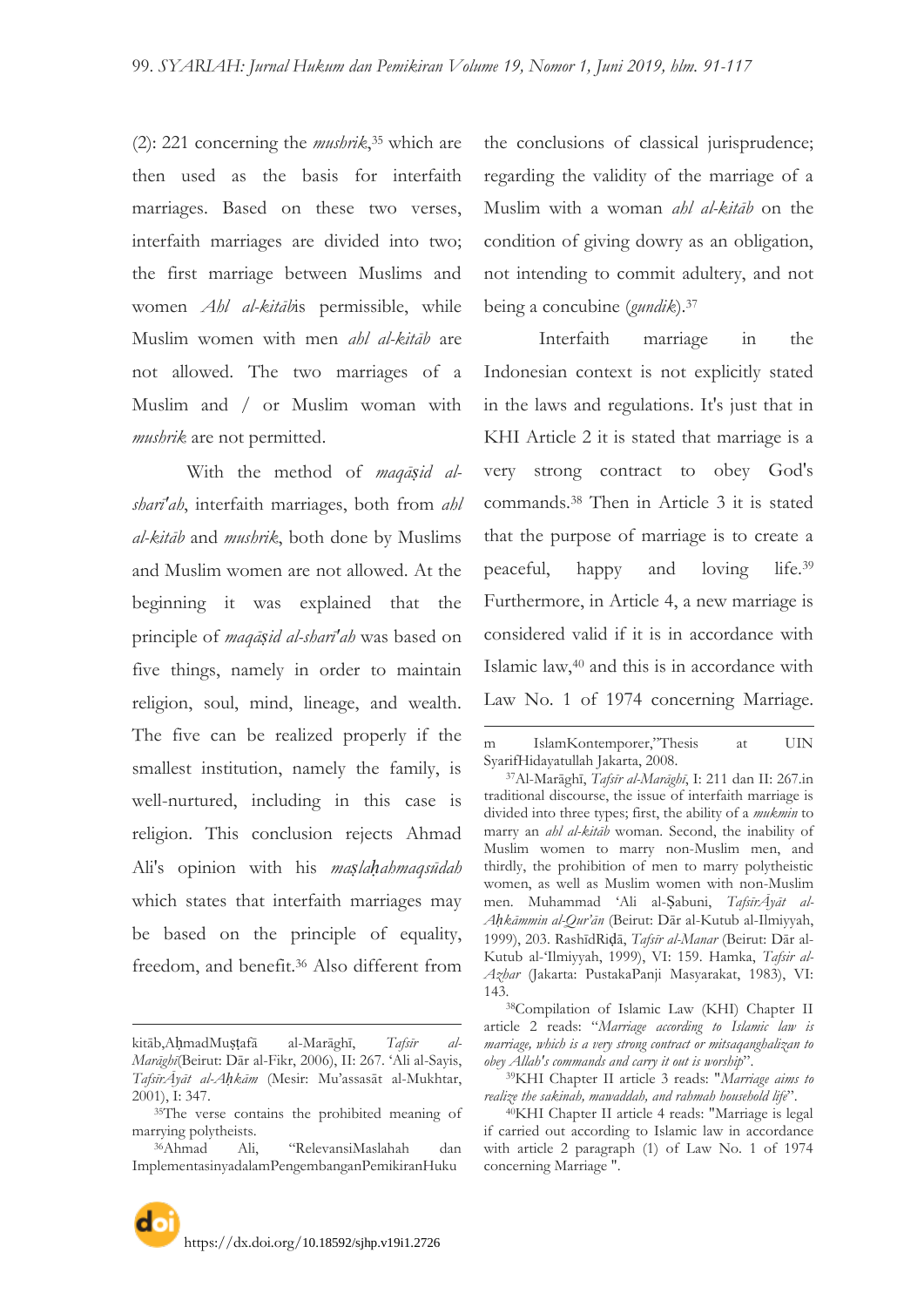(2): 221 concerning the *mushrik*,[35] which are then used as the basis for interfaith marriages. Based on these two verses, interfaith marriages are divided into two; the first marriage between Muslims and women *Ahl al-kitāb*is permissible, while Muslim women with men *ahl al-kitāb* are not allowed. The two marriages of a Muslim and / or Muslim woman with *mushrik* are not permitted.

With the method of *maqāṣid al-sharī'ah*, interfaith marriages, both from *ahl al-kitāb* and *mushrik*, both done by Muslims and Muslim women are not allowed. At the beginning it was explained that the principle of *maqāṣid al-sharī'ah* was based on five things, namely in order to maintain religion, soul, mind, lineage, and wealth. The five can be realized properly if the smallest institution, namely the family, is well-nurtured, including in this case is religion. This conclusion rejects Ahmad Ali's opinion with his *maṣlaḥahmaqsūdah* which states that interfaith marriages may be based on the principle of equality, freedom, and benefit.[36] Also different from the conclusions of classical jurisprudence; regarding the validity of the marriage of a Muslim with a woman *ahl al-kitāb* on the condition of giving dowry as an obligation, not intending to commit adultery, and not being a concubine (*gundik*).[37]

Interfaith marriage in the Indonesian context is not explicitly stated in the laws and regulations. It's just that in KHI Article 2 it is stated that marriage is a very strong contract to obey God's commands.[38] Then in Article 3 it is stated that the purpose of marriage is to create a peaceful, happy and loving life.[39] Furthermore, in Article 4, a new marriage is considered valid if it is in accordance with Islamic law,[40] and this is in accordance with Law No. 1 of 1974 concerning Marriage.

---

kitāb,AḥmadMuṣṭafā al-Marāghī, *Tafsīr al-Marāghī*(Beirut: Dār al-Fikr, 2006), II: 267. 'Ali al-Sayis, *TafsīrĀyāt al-Aḥkām* (Mesir: Mu'assasāt al-Mukhtar, 2001), I: 347.

[35]The verse contains the prohibited meaning of marrying polytheists.

[36]Ahmad Ali, "RelevansiMaslahah dan ImplementasinyadalamPengembanganPemikiranHukum IslamKontemporer,"Thesis at UIN SyarifHidayatullah Jakarta, 2008.

[37]Al-Marāghī, *Tafsīr al-Marāghī*, I: 211 dan II: 267.in traditional discourse, the issue of interfaith marriage is divided into three types; first, the ability of a *mukmin* to marry an *ahl al-kitāb* woman. Second, the inability of Muslim women to marry non-Muslim men, and thirdly, the prohibition of men to marry polytheistic women, as well as Muslim women with non-Muslim men. Muhammad 'Ali al-Ṣabuni, *TafsīrĀyāt al-Aḥkāmmin al-Qur'ān* (Beirut: Dār al-Kutub al-Ilmiyyah, 1999), 203. RashīdRiḍā, *Tafsīr al-Manar* (Beirut: Dār al-Kutub al-'Ilmiyyah, 1999), VI: 159. Hamka, *Tafsir al-Azhar* (Jakarta: PustakaPanji Masyarakat, 1983), VI: 143.

[38]Compilation of Islamic Law (KHI) Chapter II article 2 reads: "*Marriage according to Islamic law is marriage, which is a very strong contract or mitsaqanghalizan to obey Allah's commands and carry it out is worship*".

[39]KHI Chapter II article 3 reads: "*Marriage aims to realize the sakinah, mawaddah, and rahmah household life*".

[40]KHI Chapter II article 4 reads: "Marriage is legal if carried out according to Islamic law in accordance with article 2 paragraph (1) of Law No. 1 of 1974 concerning Marriage ".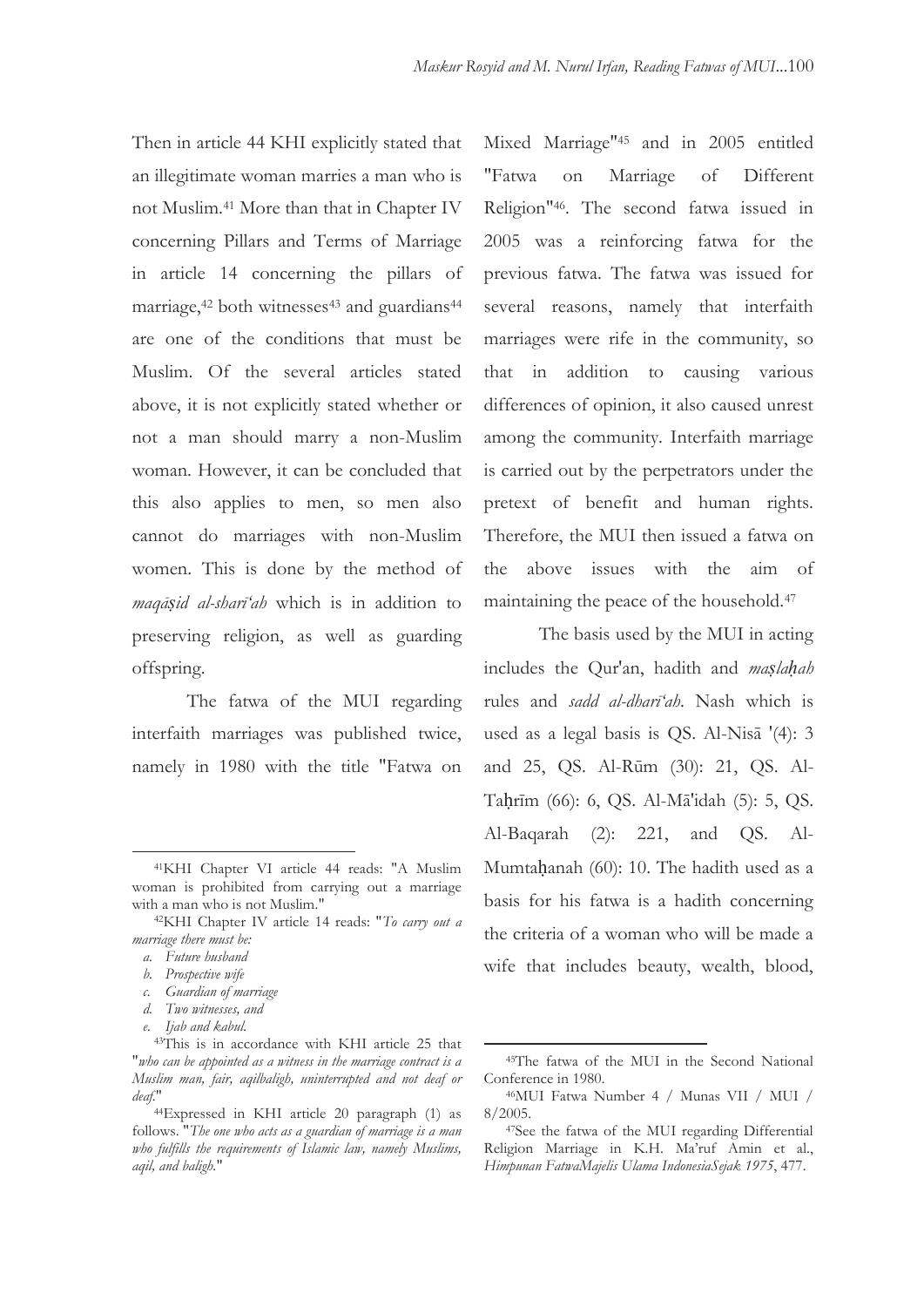Then in article 44 KHI explicitly stated that an illegitimate woman marries a man who is not Muslim.[41] More than that in Chapter IV concerning Pillars and Terms of Marriage in article 14 concerning the pillars of marriage,[42] both witnesses[43] and guardians[44] are one of the conditions that must be Muslim. Of the several articles stated above, it is not explicitly stated whether or not a man should marry a non-Muslim woman. However, it can be concluded that this also applies to men, so men also cannot do marriages with non-Muslim women. This is done by the method of *maqāṣid al-sharī'ah* which is in addition to preserving religion, as well as guarding offspring.

The fatwa of the MUI regarding interfaith marriages was published twice, namely in 1980 with the title "Fatwa on Mixed Marriage"[45] and in 2005 entitled "Fatwa on Marriage of Different Religion"[46]. The second fatwa issued in 2005 was a reinforcing fatwa for the previous fatwa. The fatwa was issued for several reasons, namely that interfaith marriages were rife in the community, so that in addition to causing various differences of opinion, it also caused unrest among the community. Interfaith marriage is carried out by the perpetrators under the pretext of benefit and human rights. Therefore, the MUI then issued a fatwa on the above issues with the aim of maintaining the peace of the household.[47]

The basis used by the MUI in acting includes the Qur'an, hadith and *maṣlaḥah* rules and *sadd al-dharī'ah*. Nash which is used as a legal basis is QS. Al-Nisā '(4): 3 and 25, QS. Al-Rūm (30): 21, QS. Al-Taḥrīm (66): 6, QS. Al-Mā'idah (5): 5, QS. Al-Baqarah (2): 221, and QS. Al-Mumtaḥanah (60): 10. The hadith used as a basis for his fatwa is a hadith concerning the criteria of a woman who will be made a wife that includes beauty, wealth, blood,

---

[41]KHI Chapter VI article 44 reads: "A Muslim woman is prohibited from carrying out a marriage with a man who is not Muslim."

[42]KHI Chapter IV article 14 reads: "*To carry out a marriage there must be:*

  a. *Future husband*
  b. *Prospective wife*
  c. *Guardian of marriage*
  d. *Two witnesses, and*
  e. *Ijab and kabul.*

[43]This is in accordance with KHI article 25 that "*who can be appointed as a witness in the marriage contract is a Muslim man, fair, aqilbaligh, uninterrupted and not deaf or deaf.*"

[44]Expressed in KHI article 20 paragraph (1) as follows. "*The one who acts as a guardian of marriage is a man who fulfills the requirements of Islamic law, namely Muslims, aqil, and baligh.*"

[45]The fatwa of the MUI in the Second National Conference in 1980.

[46]MUI Fatwa Number 4 / Munas VII / MUI / 8/2005.

[47]See the fatwa of the MUI regarding Differential Religion Marriage in K.H. Ma'ruf Amin et al., *Himpunan FatwaMajelis Ulama IndonesiaSejak 1975*, 477.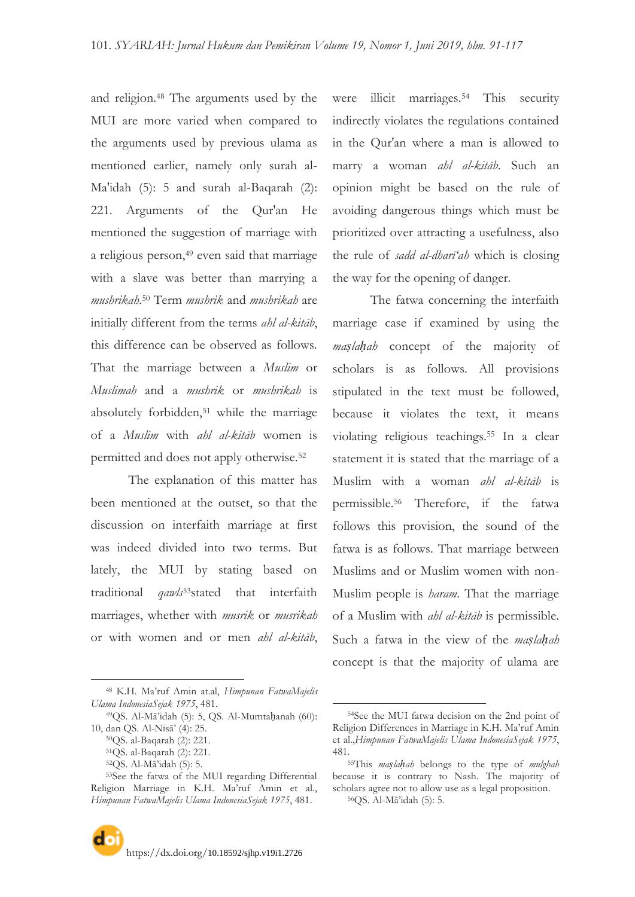and religion.[48] The arguments used by the MUI are more varied when compared to the arguments used by previous ulama as mentioned earlier, namely only surah al-Ma'idah (5): 5 and surah al-Baqarah (2): 221. Arguments of the Qur'an He mentioned the suggestion of marriage with a religious person,[49] even said that marriage with a slave was better than marrying a *mushrikah*.[50] Term *mushrik* and *mushrikah* are initially different from the terms *ahl al-kitāb*, this difference can be observed as follows. That the marriage between a *Muslim* or *Muslimah* and a *mushrik* or *mushrikah* is absolutely forbidden,[51] while the marriage of a *Muslim* with *ahl al-kitāb* women is permitted and does not apply otherwise.[52]

The explanation of this matter has been mentioned at the outset, so that the discussion on interfaith marriage at first was indeed divided into two terms. But lately, the MUI by stating based on traditional *qawls*[53]stated that interfaith marriages, whether with *musrik* or *musrikah* or with women and or men *ahl al-kitāb*, were illicit marriages.[54] This security indirectly violates the regulations contained in the Qur'an where a man is allowed to marry a woman *ahl al-kitāb*. Such an opinion might be based on the rule of avoiding dangerous things which must be prioritized over attracting a usefulness, also the rule of *sadd al-dharī'ah* which is closing the way for the opening of danger.

The fatwa concerning the interfaith marriage case if examined by using the *maṣlaḥah* concept of the majority of scholars is as follows. All provisions stipulated in the text must be followed, because it violates the text, it means violating religious teachings.[55] In a clear statement it is stated that the marriage of a Muslim with a woman *ahl al-kitāb* is permissible.[56] Therefore, if the fatwa follows this provision, the sound of the fatwa is as follows. That marriage between Muslims and or Muslim women with non-Muslim people is *haram*. That the marriage of a Muslim with *ahl al-kitāb* is permissible. Such a fatwa in the view of the *maṣlaḥah* concept is that the majority of ulama are

---

[48] K.H. Ma'ruf Amin at.al, *Himpunan FatwaMajelis Ulama IndonesiaSejak 1975*, 481.

[49] QS. Al-Mā'idah (5): 5, QS. Al-Mumtaḥanah (60): 10, dan QS. Al-Nisā' (4): 25.

[50] QS. al-Baqarah (2): 221.

[51] QS. al-Baqarah (2): 221.

[52] QS. Al-Mā'idah (5): 5.

[53] See the fatwa of the MUI regarding Differential Religion Marriage in K.H. Ma'ruf Amin et al., *Himpunan FatwaMajelis Ulama IndonesiaSejak 1975*, 481.

[54] See the MUI fatwa decision on the 2nd point of Religion Differences in Marriage in K.H. Ma'ruf Amin et al.,*Himpunan FatwaMajelis Ulama IndonesiaSejak 1975*, 481.

[55] This *maṣlaḥah* belongs to the type of *mulghah* because it is contrary to Nash. The majority of scholars agree not to allow use as a legal proposition.

[56] QS. Al-Mā'idah (5): 5.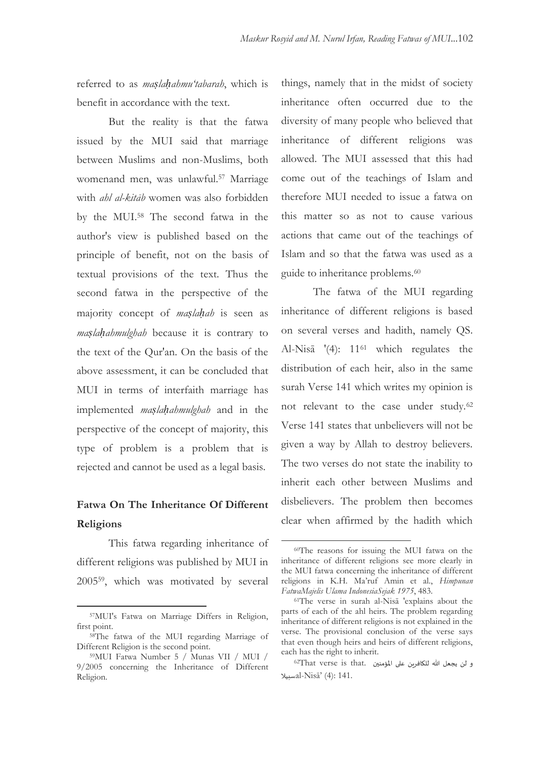referred to as *maṣlaḥahmu'tabarah*, which is benefit in accordance with the text.

But the reality is that the fatwa issued by the MUI said that marriage between Muslims and non-Muslims, both womenand men, was unlawful.[57] Marriage with *ahl al-kitāb* women was also forbidden by the MUI.[58] The second fatwa in the author's view is published based on the principle of benefit, not on the basis of textual provisions of the text. Thus the second fatwa in the perspective of the majority concept of *maṣlaḥah* is seen as *maṣlaḥahmulghah* because it is contrary to the text of the Qur'an. On the basis of the above assessment, it can be concluded that MUI in terms of interfaith marriage has implemented *maṣlaḥahmulghah* and in the perspective of the concept of majority, this type of problem is a problem that is rejected and cannot be used as a legal basis.

## Fatwa On The Inheritance Of Different Religions

This fatwa regarding inheritance of different religions was published by MUI in 2005[59], which was motivated by several things, namely that in the midst of society inheritance often occurred due to the diversity of many people who believed that inheritance of different religions was allowed. The MUI assessed that this had come out of the teachings of Islam and therefore MUI needed to issue a fatwa on this matter so as not to cause various actions that came out of the teachings of Islam and so that the fatwa was used as a guide to inheritance problems.[60]

The fatwa of the MUI regarding inheritance of different religions is based on several verses and hadith, namely QS. Al-Nisā '(4): 11[61] which regulates the distribution of each heir, also in the same surah Verse 141 which writes my opinion is not relevant to the case under study.[62] Verse 141 states that unbelievers will not be given a way by Allah to destroy believers. The two verses do not state the inability to inherit each other between Muslims and disbelievers. The problem then becomes clear when affirmed by the hadith which

---

[57] MUI's Fatwa on Marriage Differs in Religion, first point.

[58] The fatwa of the MUI regarding Marriage of Different Religion is the second point.

[59] MUI Fatwa Number 5 / Munas VII / MUI / 9/2005 concerning the Inheritance of Different Religion.

[60] The reasons for issuing the MUI fatwa on the inheritance of different religions see more clearly in the MUI fatwa concerning the inheritance of different religions in K.H. Ma'ruf Amin et al., *Himpunan FatwaMajelis Ulama IndonesiaSejak 1975*, 483.

[61] The verse in surah al-Nisā 'explains about the parts of each of the ahl heirs. The problem regarding inheritance of different religions is not explained in the verse. The provisional conclusion of the verse says that even though heirs and heirs of different religions, each has the right to inherit.

[62] That verse is that. و لن يجعل الله للكافرين على المؤمنين سبيلاal-Nisā' (4): 141.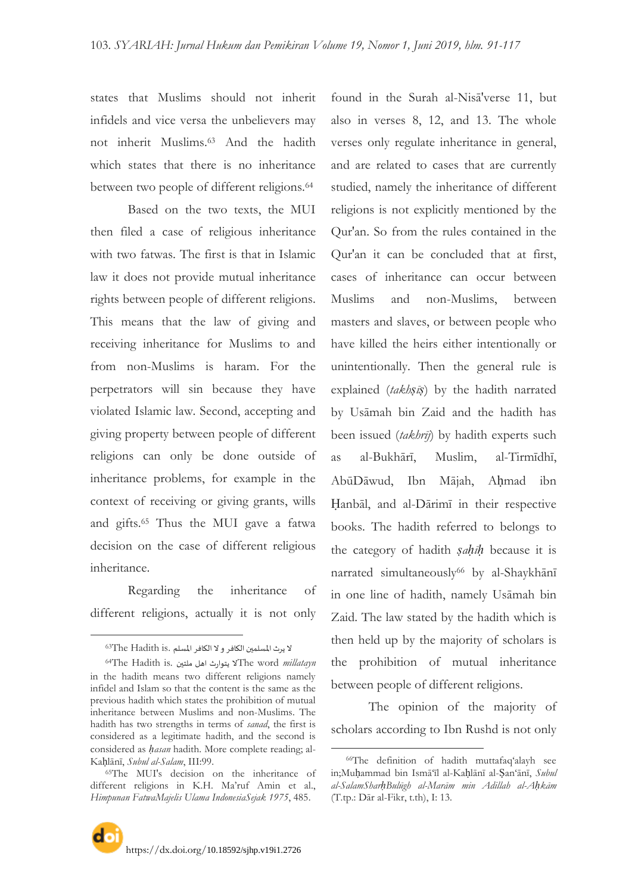states that Muslims should not inherit infidels and vice versa the unbelievers may not inherit Muslims.[63] And the hadith which states that there is no inheritance between two people of different religions.[64]

Based on the two texts, the MUI then filed a case of religious inheritance with two fatwas. The first is that in Islamic law it does not provide mutual inheritance rights between people of different religions. This means that the law of giving and receiving inheritance for Muslims to and from non-Muslims is haram. For the perpetrators will sin because they have violated Islamic law. Second, accepting and giving property between people of different religions can only be done outside of inheritance problems, for example in the context of receiving or giving grants, wills and gifts.[65] Thus the MUI gave a fatwa decision on the case of different religious inheritance.

Regarding the inheritance of different religions, actually it is not only found in the Surah al-Nisā'verse 11, but also in verses 8, 12, and 13. The whole verses only regulate inheritance in general, and are related to cases that are currently studied, namely the inheritance of different religions is not explicitly mentioned by the Qur'an. So from the rules contained in the Qur'an it can be concluded that at first, cases of inheritance can occur between Muslims and non-Muslims, between masters and slaves, or between people who have killed the heirs either intentionally or unintentionally. Then the general rule is explained (*takhṣīṣ*) by the hadith narrated by Usāmah bin Zaid and the hadith has been issued (*takhrīj*) by hadith experts such as al-Bukhārī, Muslim, al-Tirmīdhī, AbūDāwud, Ibn Mājah, Aḥmad ibn Ḥanbāl, and al-Dārimī in their respective books. The hadith referred to belongs to the category of hadith *ṣaḥīḥ* because it is narrated simultaneously[66] by al-Shaykhānī in one line of hadith, namely Usāmah bin Zaid. The law stated by the hadith which is then held up by the majority of scholars is the prohibition of mutual inheritance between people of different religions.

The opinion of the majority of scholars according to Ibn Rushd is not only

---

[63] The Hadith is. لا يرث المسلمين الكافر و لا الكافر المسلم

[64] The Hadith is. لا يتوارث اهل ملتين The word *millatayn* in the hadith means two different religions namely infidel and Islam so that the content is the same as the previous hadith which states the prohibition of mutual inheritance between Muslims and non-Muslims. The hadith has two strengths in terms of *sanad*, the first is considered as a legitimate hadith, and the second is considered as *ḥasan* hadith. More complete reading; al-Kaḥlānī, *Subul al-Salam*, III:99.

[65] The MUI's decision on the inheritance of different religions in K.H. Ma'ruf Amin et al., *Himpunan FatwaMajelis Ulama IndonesiaSejak 1975*, 485.

[66] The definition of hadith muttafaq'alayh see in;Muḥammad bin Ismā'īl al-Kaḥlānī al-Ṣan'ānī, *Subul al-SalamSharḥBulūgh al-Marām min Adillah al-Aḥkām* (T.tp.: Dār al-Fikr, t.th), I: 13.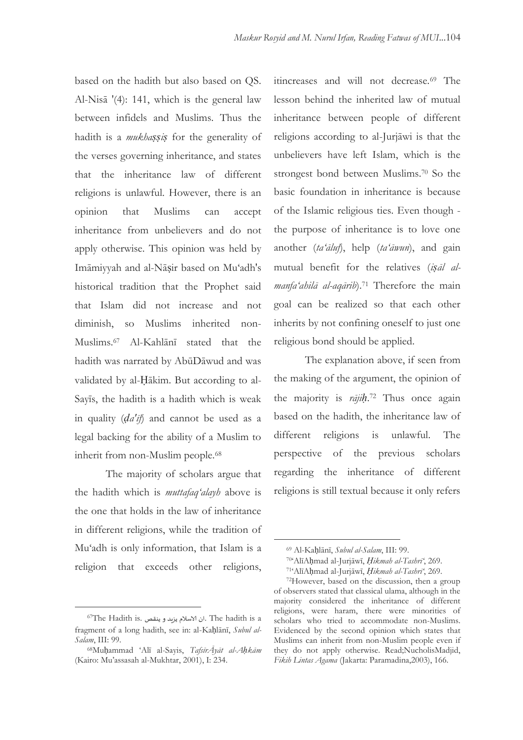based on the hadith but also based on QS. Al-Nisā '(4): 141, which is the general law between infidels and Muslims. Thus the hadith is a *mukhaṣṣiṣ* for the generality of the verses governing inheritance, and states that the inheritance law of different religions is unlawful. However, there is an opinion that Muslims can accept inheritance from unbelievers and do not apply otherwise. This opinion was held by Imāmiyyah and al-Nāṣir based on Mu'adh's historical tradition that the Prophet said that Islam did not increase and not diminish, so Muslims inherited non-Muslims.[67] Al-Kahlānī stated that the hadith was narrated by AbūDāwud and was validated by al-Ḥākim. But according to al-Sayīs, the hadith is a hadith which is weak in quality (*ḍa'īf*) and cannot be used as a legal backing for the ability of a Muslim to inherit from non-Muslim people.[68]

The majority of scholars argue that the hadith which is *muttafaq'alayh* above is the one that holds in the law of inheritance in different religions, while the tradition of Mu'adh is only information, that Islam is a religion that exceeds other religions, itincreases and will not decrease.[69] The lesson behind the inherited law of mutual inheritance between people of different religions according to al-Jurjāwi is that the unbelievers have left Islam, which is the strongest bond between Muslims.[70] So the basic foundation in inheritance is because of the Islamic religious ties. Even though - the purpose of inheritance is to love one another (*ta'āluf*), help (*ta'āwun*), and gain mutual benefit for the relatives (*iṣāl al-manfa'ahilā al-aqārib*).[71] Therefore the main goal can be realized so that each other inherits by not confining oneself to just one religious bond should be applied.

The explanation above, if seen from the making of the argument, the opinion of the majority is *rājiḥ*.[72] Thus once again based on the hadith, the inheritance law of different religions is unlawful. The perspective of the previous scholars regarding the inheritance of different religions is still textual because it only refers

---

[67]The Hadith is. ان الاسلام يزيد و ينقص. The hadith is a fragment of a long hadith, see in: al-Kaḥlānī, *Subul al-Salam*, III: 99.

[68]Muḥammad 'Alī al-Sayis, *TafsīrĀyāt al-Aḥkām* (Kairo: Mu'assasah al-Mukhtar, 2001), I: 234.

[69] Al-Kaḥlānī, *Subul al-Salam*, III: 99.

[70]'AlīAḥmad al-Jurjāwī, *Ḥikmah al-Tashrī'*, 269.

[71]'AlīAḥmad al-Jurjāwī, *Ḥikmah al-Tashrī'*, 269.

[72]However, based on the discussion, then a group of observers stated that classical ulama, although in the majority considered the inheritance of different religions, were haram, there were minorities of scholars who tried to accommodate non-Muslims. Evidenced by the second opinion which states that Muslims can inherit from non-Muslim people even if they do not apply otherwise. Read;NucholisMadjid, *Fikih Lintas Agama* (Jakarta: Paramadina,2003), 166.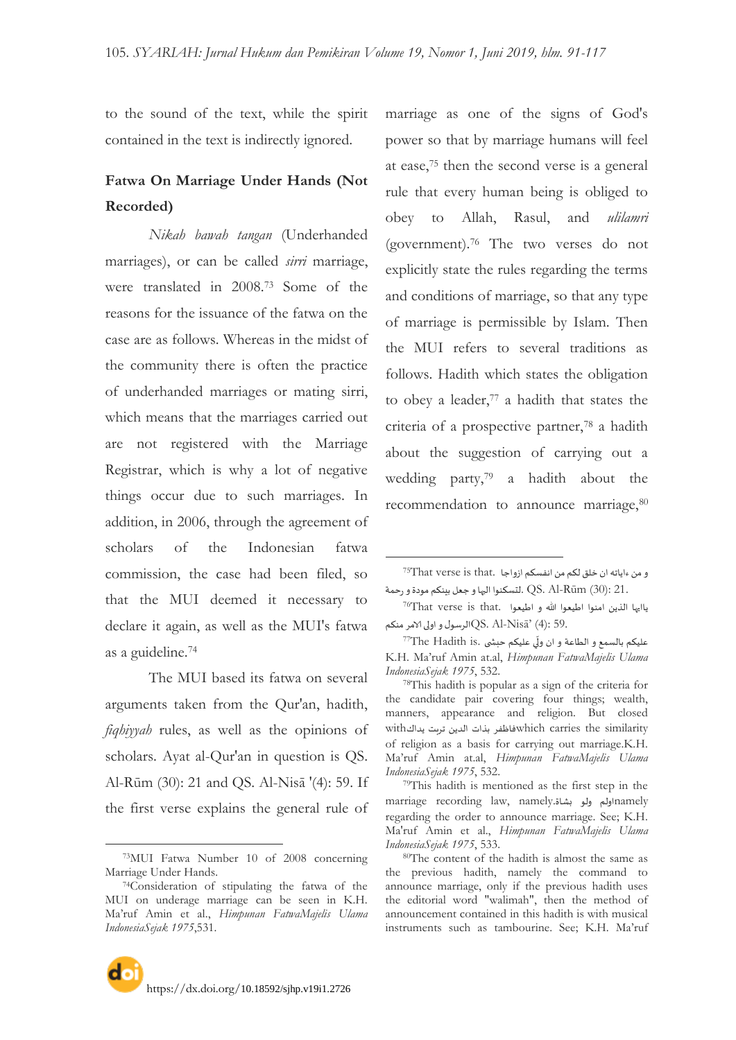to the sound of the text, while the spirit contained in the text is indirectly ignored.

**Fatwa On Marriage Under Hands (Not Recorded)**

*Nikah bawah tangan* (Underhanded marriages), or can be called *sirri* marriage, were translated in 2008.[73] Some of the reasons for the issuance of the fatwa on the case are as follows. Whereas in the midst of the community there is often the practice of underhanded marriages or mating sirri, which means that the marriages carried out are not registered with the Marriage Registrar, which is why a lot of negative things occur due to such marriages. In addition, in 2006, through the agreement of scholars of the Indonesian fatwa commission, the case had been filed, so that the MUI deemed it necessary to declare it again, as well as the MUI's fatwa as a guideline.[74]

The MUI based its fatwa on several arguments taken from the Qur'an, hadith, *fiqhiyyah* rules, as well as the opinions of scholars. Ayat al-Qur'an in question is QS. Al-Rūm (30): 21 and QS. Al-Nisā '(4): 59. If the first verse explains the general rule of marriage as one of the signs of God's power so that by marriage humans will feel at ease,[75] then the second verse is a general rule that every human being is obliged to obey to Allah, Rasul, and *ulilamri* (government).[76] The two verses do not explicitly state the rules regarding the terms and conditions of marriage, so that any type of marriage is permissible by Islam. Then the MUI refers to several traditions as follows. Hadith which states the obligation to obey a leader,[77] a hadith that states the criteria of a prospective partner,[78] a hadith about the suggestion of carrying out a wedding party,[79] a hadith about the recommendation to announce marriage,[80]

---

[73]MUI Fatwa Number 10 of 2008 concerning Marriage Under Hands.

[74]Consideration of stipulating the fatwa of the MUI on underage marriage can be seen in K.H. Ma'ruf Amin et al., *Himpunan FatwaMajelis Ulama IndonesiaSejak 1975*,531.

[75]That verse is that. و من ءاياته ان خلق لكم من انفسكم ازواجا لتسكنوا اليها و جعل بينكم مودة و رحمة. QS. Al-Rūm (30): 21.

[76]That verse is that. ياايها الذين امنوا اطيعوا الله و اطيعوا الرسول و اولى الامر منكمQS. Al-Nisā' (4): 59.

[77]The Hadith is. عليكم بالسمع و الطاعة و ان ولّي عليكم حبشى K.H. Ma'ruf Amin at.al, *Himpunan FatwaMajelis Ulama IndonesiaSejak 1975*, 532.

[78]This hadith is popular as a sign of the criteria for the candidate pair covering four things; wealth, manners, appearance and religion. But closed withفاظفر بذات الدين تربت يداكwhich carries the similarity of religion as a basis for carrying out marriage.K.H. Ma'ruf Amin at.al, *Himpunan FatwaMajelis Ulama IndonesiaSejak 1975*, 532.

[79]This hadith is mentioned as the first step in the marriage recording law, namely.اولم ولو بشاةnamely regarding the order to announce marriage. See; K.H. Ma'ruf Amin et al., *Himpunan FatwaMajelis Ulama IndonesiaSejak 1975*, 533.

[80]The content of the hadith is almost the same as the previous hadith, namely the command to announce marriage, only if the previous hadith uses the editorial word "walimah", then the method of announcement contained in this hadith is with musical instruments such as tambourine. See; K.H. Ma'ruf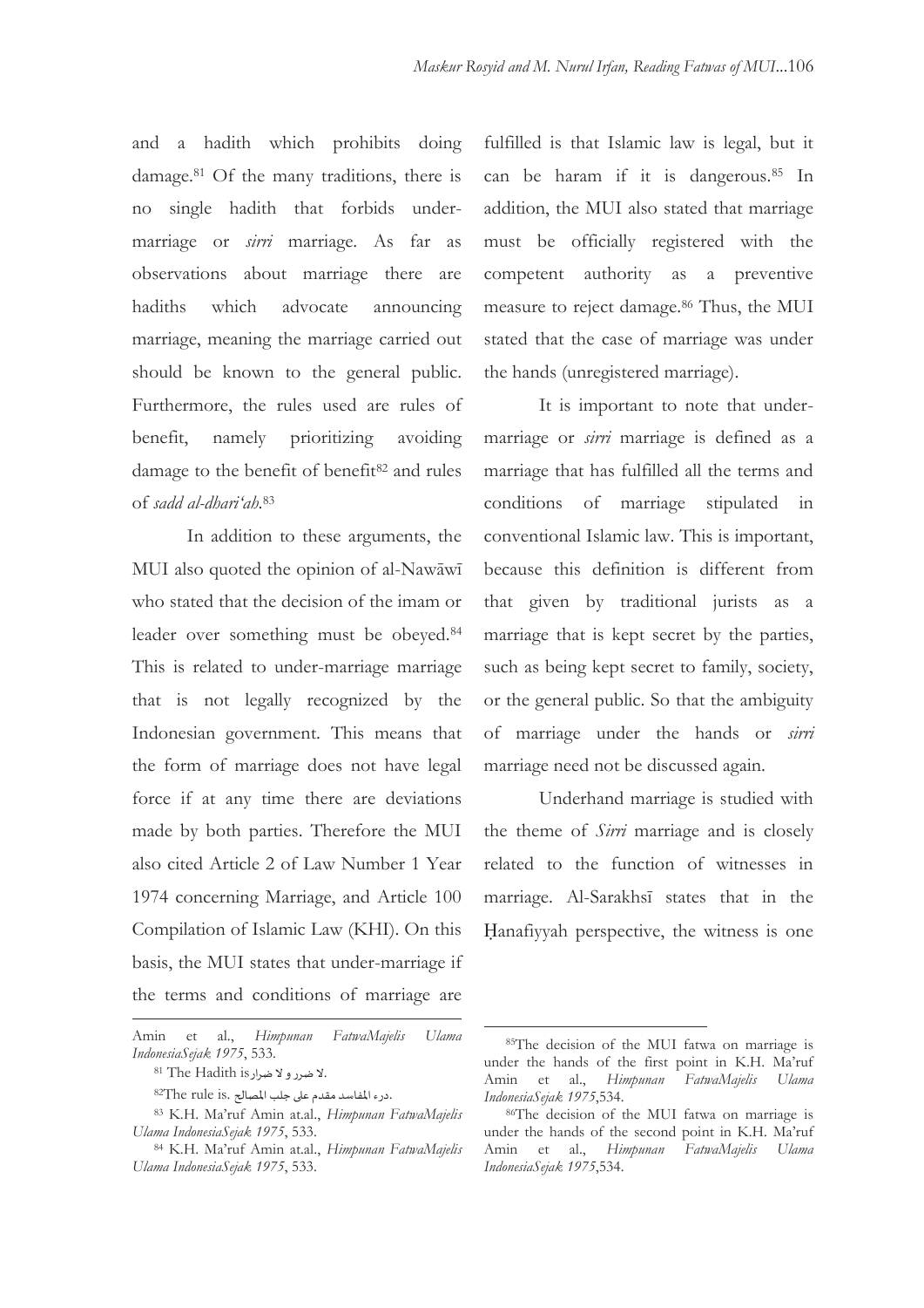and a hadith which prohibits doing damage.[81] Of the many traditions, there is no single hadith that forbids under-marriage or *sirri* marriage. As far as observations about marriage there are hadiths which advocate announcing marriage, meaning the marriage carried out should be known to the general public. Furthermore, the rules used are rules of benefit, namely prioritizing avoiding damage to the benefit of benefit[82] and rules of *sadd al-dhari'ah*.[83]

In addition to these arguments, the MUI also quoted the opinion of al-Nawāwī who stated that the decision of the imam or leader over something must be obeyed.[84] This is related to under-marriage marriage that is not legally recognized by the Indonesian government. This means that the form of marriage does not have legal force if at any time there are deviations made by both parties. Therefore the MUI also cited Article 2 of Law Number 1 Year 1974 concerning Marriage, and Article 100 Compilation of Islamic Law (KHI). On this basis, the MUI states that under-marriage if the terms and conditions of marriage are fulfilled is that Islamic law is legal, but it can be haram if it is dangerous.[85] In addition, the MUI also stated that marriage must be officially registered with the competent authority as a preventive measure to reject damage.[86] Thus, the MUI stated that the case of marriage was under the hands (unregistered marriage).

It is important to note that under-marriage or *sirri* marriage is defined as a marriage that has fulfilled all the terms and conditions of marriage stipulated in conventional Islamic law. This is important, because this definition is different from that given by traditional jurists as a marriage that is kept secret by the parties, such as being kept secret to family, society, or the general public. So that the ambiguity of marriage under the hands or *sirri* marriage need not be discussed again.

Underhand marriage is studied with the theme of *Sirri* marriage and is closely related to the function of witnesses in marriage. Al-Sarakhsī states that in the Ḥanafiyyah perspective, the witness is one

---

Amin et al., *Himpunan FatwaMajelis Ulama IndonesiaSejak 1975*, 533.

[81] The Hadith is لا ضرر و لا ضرار.

[82] The rule is. درء المفاسد مقدم على جلب المصالح.

[83] K.H. Ma'ruf Amin at.al., *Himpunan FatwaMajelis Ulama IndonesiaSejak 1975*, 533.

[84] K.H. Ma'ruf Amin at.al., *Himpunan FatwaMajelis Ulama IndonesiaSejak 1975*, 533.

[85] The decision of the MUI fatwa on marriage is under the hands of the first point in K.H. Ma'ruf Amin et al., *Himpunan FatwaMajelis Ulama IndonesiaSejak 1975*,534.

[86] The decision of the MUI fatwa on marriage is under the hands of the second point in K.H. Ma'ruf Amin et al., *Himpunan FatwaMajelis Ulama IndonesiaSejak 1975*,534.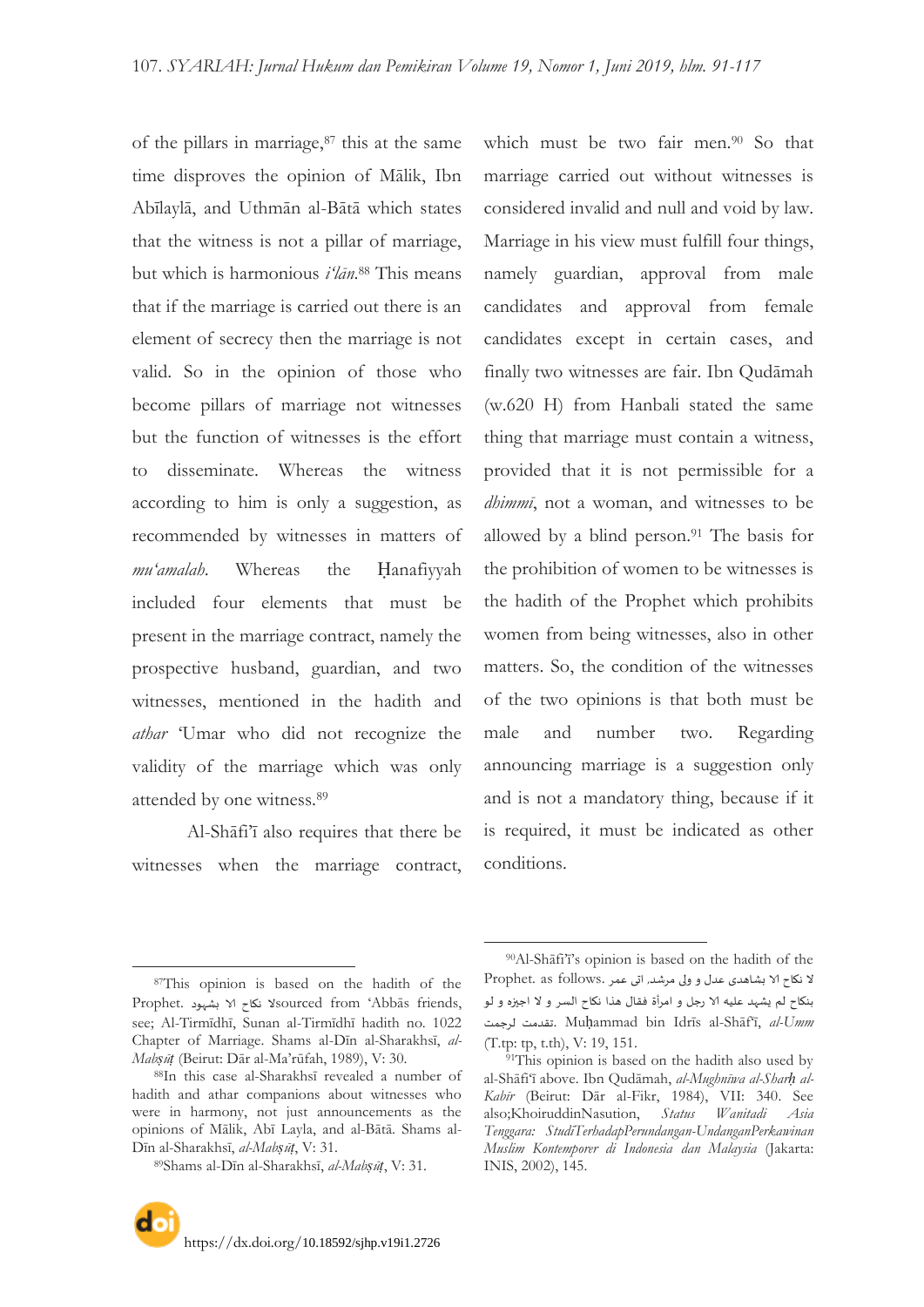of the pillars in marriage,[87] this at the same time disproves the opinion of Mālik, Ibn Abīlaylā, and Uthmān al-Bātā which states that the witness is not a pillar of marriage, but which is harmonious *i'lān*.[88] This means that if the marriage is carried out there is an element of secrecy then the marriage is not valid. So in the opinion of those who become pillars of marriage not witnesses but the function of witnesses is the effort to disseminate. Whereas the witness according to him is only a suggestion, as recommended by witnesses in matters of *mu'amalah*. Whereas the Ḥanafiyyah included four elements that must be present in the marriage contract, namely the prospective husband, guardian, and two witnesses, mentioned in the hadith and *athar* 'Umar who did not recognize the validity of the marriage which was only attended by one witness.[89]

Al-Shāfi'ī also requires that there be witnesses when the marriage contract, which must be two fair men.[90] So that marriage carried out without witnesses is considered invalid and null and void by law. Marriage in his view must fulfill four things, namely guardian, approval from male candidates and approval from female candidates except in certain cases, and finally two witnesses are fair. Ibn Qudāmah (w.620 H) from Hanbali stated the same thing that marriage must contain a witness, provided that it is not permissible for a *dhimmī*, not a woman, and witnesses to be allowed by a blind person.[91] The basis for the prohibition of women to be witnesses is the hadith of the Prophet which prohibits women from being witnesses, also in other matters. So, the condition of the witnesses of the two opinions is that both must be male and number two. Regarding announcing marriage is a suggestion only and is not a mandatory thing, because if it is required, it must be indicated as other conditions.

---

[87]This opinion is based on the hadith of the Prophet. لا نكاح الا بشهود sourced from 'Abbās friends, see; Al-Tirmīdhī, Sunan al-Tirmīdhī hadith no. 1022 Chapter of Marriage. Shams al-Dīn al-Sharakhsī, *al-Mabṣūṭ* (Beirut: Dār al-Ma'rūfah, 1989), V: 30.

[88]In this case al-Sharakhsī revealed a number of hadith and athar companions about witnesses who were in harmony, not just announcements as the opinions of Mālik, Abī Layla, and al-Bātā. Shams al-Dīn al-Sharakhsī, *al-Mabṣūṭ*, V: 31.

[89]Shams al-Dīn al-Sharakhsī, *al-Mabṣūṭ*, V: 31.

[90]Al-Shāfi'ī's opinion is based on the hadith of the Prophet. as follows. لا نكاح الا بشاهدى عدل و ولى مرشد. اتى عمر بنكاح لم يشهد عليه الا رجل و امرأة فقال هذا نكاح السر و لا اجيزه و لو تقدمت لرجمت. Muḥammad bin Idrīs al-Shāf'ī, *al-Umm* (T.tp: tp, t.th), V: 19, 151.

[91]This opinion is based on the hadith also used by al-Shāfi'ī above. Ibn Qudāmah, *al-Mughnīwa al-Sharḥ al-Kabīr* (Beirut: Dār al-Fikr, 1984), VII: 340. See also;KhoiruddinNasution, *Status Wanitadi Asia Tenggara: StudiTerhadapPerundangan-UndanganPerkawinan Muslim Kontemporer di Indonesia dan Malaysia* (Jakarta: INIS, 2002), 145.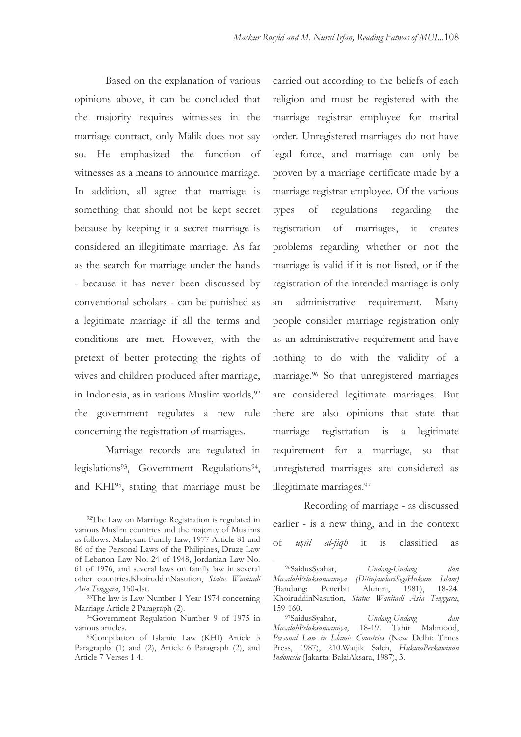Based on the explanation of various opinions above, it can be concluded that the majority requires witnesses in the marriage contract, only Mālik does not say so. He emphasized the function of witnesses as a means to announce marriage. In addition, all agree that marriage is something that should not be kept secret because by keeping it a secret marriage is considered an illegitimate marriage. As far as the search for marriage under the hands - because it has never been discussed by conventional scholars - can be punished as a legitimate marriage if all the terms and conditions are met. However, with the pretext of better protecting the rights of wives and children produced after marriage, in Indonesia, as in various Muslim worlds,[92] the government regulates a new rule concerning the registration of marriages.

Marriage records are regulated in legislations[93], Government Regulations[94], and KHI[95], stating that marriage must be carried out according to the beliefs of each religion and must be registered with the marriage registrar employee for marital order. Unregistered marriages do not have legal force, and marriage can only be proven by a marriage certificate made by a marriage registrar employee. Of the various types of regulations regarding the registration of marriages, it creates problems regarding whether or not the marriage is valid if it is not listed, or if the registration of the intended marriage is only an administrative requirement. Many people consider marriage registration only as an administrative requirement and have nothing to do with the validity of a marriage.[96] So that unregistered marriages are considered legitimate marriages. But there are also opinions that state that marriage registration is a legitimate requirement for a marriage, so that unregistered marriages are considered as illegitimate marriages.[97]

Recording of marriage - as discussed earlier - is a new thing, and in the context of *uṣūl al-fiqh* it is classified as

---

[92]The Law on Marriage Registration is regulated in various Muslim countries and the majority of Muslims as follows. Malaysian Family Law, 1977 Article 81 and 86 of the Personal Laws of the Philipines, Druze Law of Lebanon Law No. 24 of 1948, Jordanian Law No. 61 of 1976, and several laws on family law in several other countries.KhoiruddinNasution, *Status Wanitadi Asia Tenggara*, 150-dst.

[93]The law is Law Number 1 Year 1974 concerning Marriage Article 2 Paragraph (2).

[94]Government Regulation Number 9 of 1975 in various articles.

[95]Compilation of Islamic Law (KHI) Article 5 Paragraphs (1) and (2), Article 6 Paragraph (2), and Article 7 Verses 1-4.

[96]SaidusSyahar, *Undang-Undang dan MasalahPelaksanaannya (DitinjaudariSegiHukum Islam)* (Bandung: Penerbit Alumni, 1981), 18-24. KhoiruddinNasution, *Status Wanitadi Asia Tenggara*, 159-160.

[97]SaidusSyahar, *Undang-Undang dan MasalahPelaksanaannya*, 18-19. Tahir Mahmood, *Personal Law in Islamic Countries* (New Delhi: Times Press, 1987), 210.Watjik Saleh, *HukumPerkawinan Indonesia* (Jakarta: BalaiAksara, 1987), 3.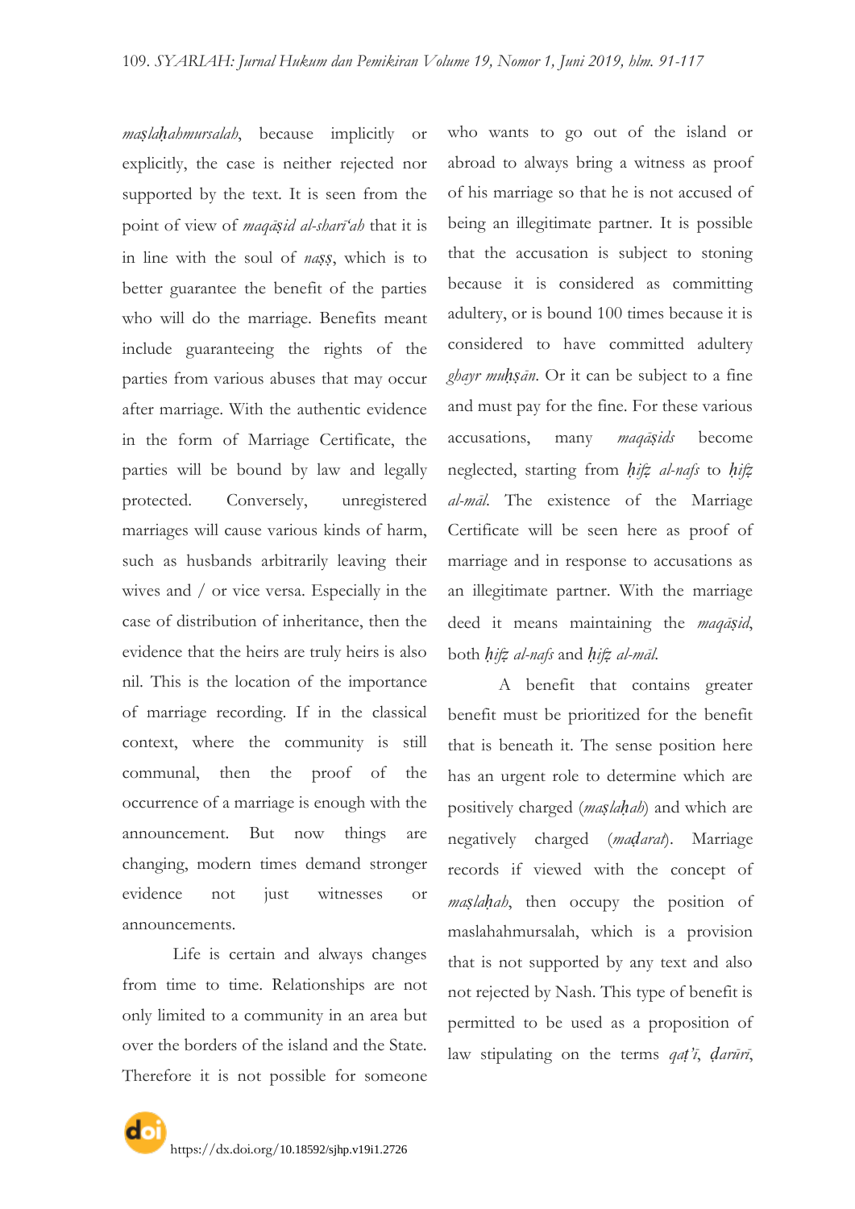*maṣlaḥahmursalah*, because implicitly or explicitly, the case is neither rejected nor supported by the text. It is seen from the point of view of *maqāṣid al-sharī'ah* that it is in line with the soul of *naṣṣ*, which is to better guarantee the benefit of the parties who will do the marriage. Benefits meant include guaranteeing the rights of the parties from various abuses that may occur after marriage. With the authentic evidence in the form of Marriage Certificate, the parties will be bound by law and legally protected. Conversely, unregistered marriages will cause various kinds of harm, such as husbands arbitrarily leaving their wives and / or vice versa. Especially in the case of distribution of inheritance, then the evidence that the heirs are truly heirs is also nil. This is the location of the importance of marriage recording. If in the classical context, where the community is still communal, then the proof of the occurrence of a marriage is enough with the announcement. But now things are changing, modern times demand stronger evidence not just witnesses or announcements.

Life is certain and always changes from time to time. Relationships are not only limited to a community in an area but over the borders of the island and the State. Therefore it is not possible for someone who wants to go out of the island or abroad to always bring a witness as proof of his marriage so that he is not accused of being an illegitimate partner. It is possible that the accusation is subject to stoning because it is considered as committing adultery, or is bound 100 times because it is considered to have committed adultery *ghayr muḥṣān*. Or it can be subject to a fine and must pay for the fine. For these various accusations, many *maqāṣids* become neglected, starting from *ḥifẓ al-nafs* to *ḥifẓ al-māl*. The existence of the Marriage Certificate will be seen here as proof of marriage and in response to accusations as an illegitimate partner. With the marriage deed it means maintaining the *maqāṣid*, both *ḥifẓ al-nafs* and *ḥifẓ al-māl*.

A benefit that contains greater benefit must be prioritized for the benefit that is beneath it. The sense position here has an urgent role to determine which are positively charged (*maṣlaḥah*) and which are negatively charged (*maḍarat*). Marriage records if viewed with the concept of *maṣlaḥah*, then occupy the position of maslahahmursalah, which is a provision that is not supported by any text and also not rejected by Nash. This type of benefit is permitted to be used as a proposition of law stipulating on the terms *qaṭ'ī*, *ḍarūrī*,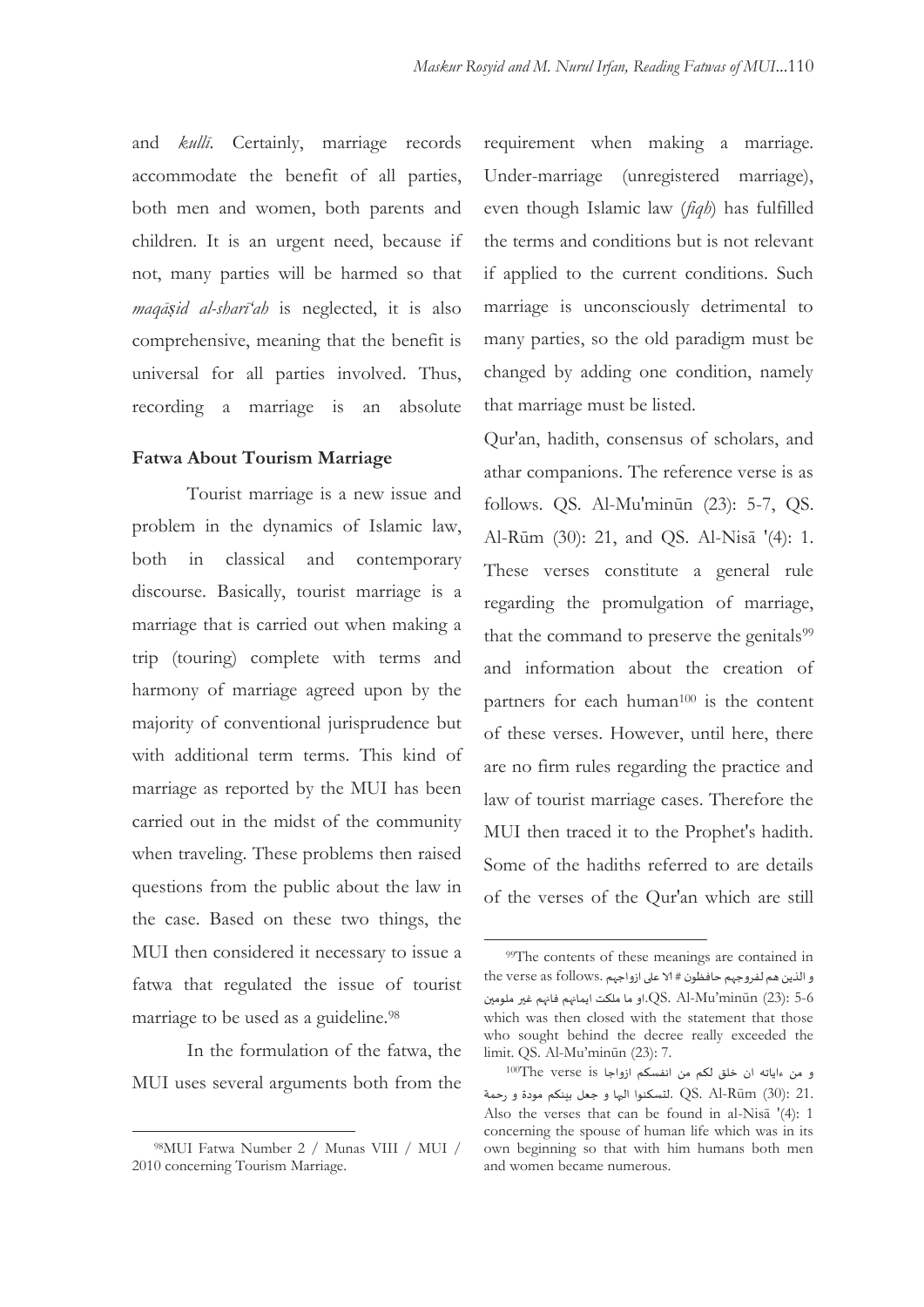and *kullī*. Certainly, marriage records accommodate the benefit of all parties, both men and women, both parents and children. It is an urgent need, because if not, many parties will be harmed so that *maqāṣid al-sharīʻah* is neglected, it is also comprehensive, meaning that the benefit is universal for all parties involved. Thus, recording a marriage is an absolute requirement when making a marriage. Under-marriage (unregistered marriage), even though Islamic law (*fiqh*) has fulfilled the terms and conditions but is not relevant if applied to the current conditions. Such marriage is unconsciously detrimental to many parties, so the old paradigm must be changed by adding one condition, namely that marriage must be listed.

**Fatwa About Tourism Marriage**

Tourist marriage is a new issue and problem in the dynamics of Islamic law, both in classical and contemporary discourse. Basically, tourist marriage is a marriage that is carried out when making a trip (touring) complete with terms and harmony of marriage agreed upon by the majority of conventional jurisprudence but with additional term terms. This kind of marriage as reported by the MUI has been carried out in the midst of the community when traveling. These problems then raised questions from the public about the law in the case. Based on these two things, the MUI then considered it necessary to issue a fatwa that regulated the issue of tourist marriage to be used as a guideline.[98]

In the formulation of the fatwa, the MUI uses several arguments both from the Qur'an, hadith, consensus of scholars, and athar companions. The reference verse is as follows. QS. Al-Mu'minūn (23): 5-7, QS. Al-Rūm (30): 21, and QS. Al-Nisā '(4): 1. These verses constitute a general rule regarding the promulgation of marriage, that the command to preserve the genitals[99] and information about the creation of partners for each human[100] is the content of these verses. However, until here, there are no firm rules regarding the practice and law of tourist marriage cases. Therefore the MUI then traced it to the Prophet's hadith. Some of the hadiths referred to are details of the verses of the Qur'an which are still

---

[98]MUI Fatwa Number 2 / Munas VIII / MUI / 2010 concerning Tourism Marriage.

[99]The contents of these meanings are contained in the verse as follows. و الذين هم لفروجهم حافظون # الا على ازواجهم او ما ملكت ايمانهم فانهم غير ملومين. QS. Al-Mu'minūn (23): 5-6 which was then closed with the statement that those who sought behind the decree really exceeded the limit. QS. Al-Mu'minūn (23): 7.

[100]The verse is و من ءاياته ان خلق لكم من انفسكم ازواجا لتسكنوا اليها و جعل بينكم مودة و رحمة. QS. Al-Rūm (30): 21. Also the verses that can be found in al-Nisā '(4): 1 concerning the spouse of human life which was in its own beginning so that with him humans both men and women became numerous.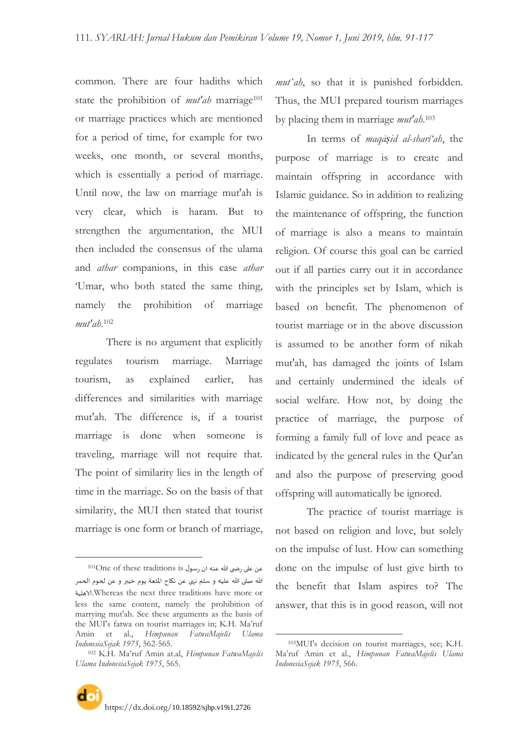common. There are four hadiths which state the prohibition of *mut'ah* marriage[101] or marriage practices which are mentioned for a period of time, for example for two weeks, one month, or several months, which is essentially a period of marriage. Until now, the law on marriage mut'ah is very clear, which is haram. But to strengthen the argumentation, the MUI then included the consensus of the ulama and *athar* companions, in this case *athar* 'Umar, who both stated the same thing, namely the prohibition of marriage *mut'ah*.[102]

There is no argument that explicitly regulates tourism marriage. Marriage tourism, as explained earlier, has differences and similarities with marriage mut'ah. The difference is, if a tourist marriage is done when someone is traveling, marriage will not require that. The point of similarity lies in the length of time in the marriage. So on the basis of that similarity, the MUI then stated that tourist marriage is one form or branch of marriage, *mut'ah*, so that it is punished forbidden. Thus, the MUI prepared tourism marriages by placing them in marriage *mut'ah*.[103]

In terms of *maqāṣid al-sharī'ah*, the purpose of marriage is to create and maintain offspring in accordance with Islamic guidance. So in addition to realizing the maintenance of offspring, the function of marriage is also a means to maintain religion. Of course this goal can be carried out if all parties carry out it in accordance with the principles set by Islam, which is based on benefit. The phenomenon of tourist marriage or in the above discussion is assumed to be another form of nikah mut'ah, has damaged the joints of Islam and certainly undermined the ideals of social welfare. How not, by doing the practice of marriage, the purpose of forming a family full of love and peace as indicated by the general rules in the Qur'an and also the purpose of preserving good offspring will automatically be ignored.

The practice of tourist marriage is not based on religion and love, but solely on the impulse of lust. How can something done on the impulse of lust give birth to the benefit that Islam aspires to? The answer, that this is in good reason, will not

---

[101]One of these traditions is عن على رضى الله عنه ان رسول الله صلى الله عليه و سلم نهى عن نكاح المتعة يوم خيبر و عن لحوم الحمر الاهلية.Whereas the next three traditions have more or less the same content, namely the prohibition of marrying mut'ah. See these arguments as the basis of the MUI's fatwa on tourist marriages in; K.H. Ma'ruf Amin et al., *Himpunan FatwaMajelis Ulama IndonesiaSejak 1975*, 562-565.

[102] K.H. Ma'ruf Amin at.al, *Himpunan FatwaMajelis Ulama IndonesiaSejak 1975*, 565.

[103]MUI's decision on tourist marriages, see; K.H. Ma'ruf Amin et al., *Himpunan FatwaMajelis Ulama IndonesiaSejak 1975*, 566.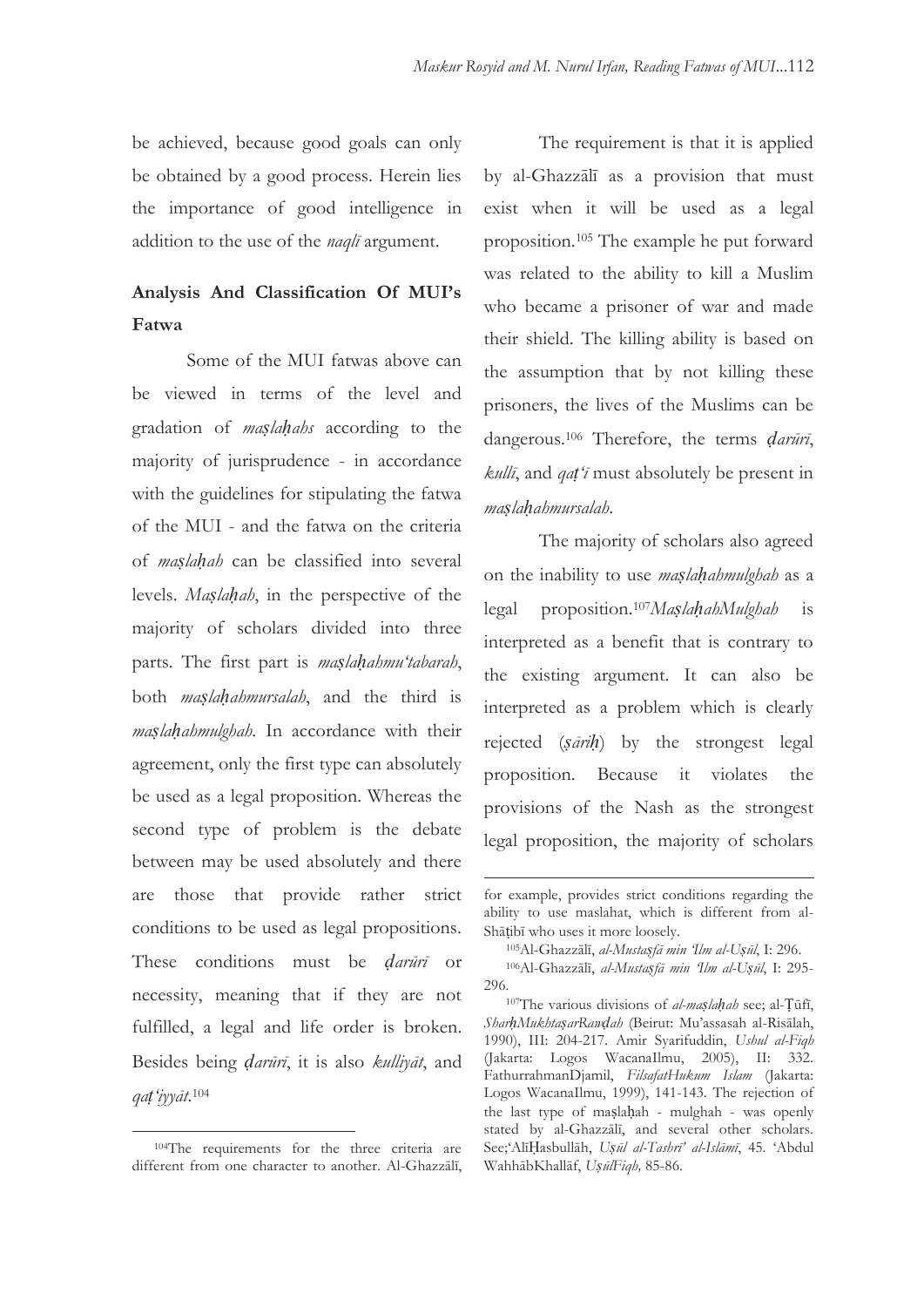be achieved, because good goals can only be obtained by a good process. Herein lies the importance of good intelligence in addition to the use of the *naqlī* argument.

## Analysis And Classification Of MUI's Fatwa

Some of the MUI fatwas above can be viewed in terms of the level and gradation of *maṣlaḥahs* according to the majority of jurisprudence - in accordance with the guidelines for stipulating the fatwa of the MUI - and the fatwa on the criteria of *maṣlaḥah* can be classified into several levels. *Maṣlaḥah*, in the perspective of the majority of scholars divided into three parts. The first part is *maṣlaḥahmu'tabarah*, both *maṣlaḥahmursalah*, and the third is *maṣlaḥahmulghah*. In accordance with their agreement, only the first type can absolutely be used as a legal proposition. Whereas the second type of problem is the debate between may be used absolutely and there are those that provide rather strict conditions to be used as legal propositions. These conditions must be *ḍarūrī* or necessity, meaning that if they are not fulfilled, a legal and life order is broken. Besides being *ḍarūrī*, it is also *kulliyāt*, and *qaṭ'iyyāt*.[104]

The requirement is that it is applied by al-Ghazzālī as a provision that must exist when it will be used as a legal proposition.[105] The example he put forward was related to the ability to kill a Muslim who became a prisoner of war and made their shield. The killing ability is based on the assumption that by not killing these prisoners, the lives of the Muslims can be dangerous.[106] Therefore, the terms *ḍarūrī*, *kullī*, and *qaṭ'ī* must absolutely be present in *maṣlaḥahmursalah*.

The majority of scholars also agreed on the inability to use *maṣlaḥahmulghah* as a legal proposition.[107]*MaṣlaḥahMulghah* is interpreted as a benefit that is contrary to the existing argument. It can also be interpreted as a problem which is clearly rejected (*ṣārīḥ*) by the strongest legal proposition. Because it violates the provisions of the Nash as the strongest legal proposition, the majority of scholars

---

[104]The requirements for the three criteria are different from one character to another. Al-Ghazzālī, for example, provides strict conditions regarding the ability to use maslahat, which is different from al-Shāṭibī who uses it more loosely.

[105]Al-Ghazzālī, *al-Mustaṣfā min 'Ilm al-Uṣūl*, I: 296.

[106]Al-Ghazzālī, *al-Mustaṣfā min 'Ilm al-Uṣūl*, I: 295-296.

[107]The various divisions of *al-maṣlaḥah* see; al-Ṭūfī, *SharḥMukhtaṣarRawḍah* (Beirut: Mu'assasah al-Risālah, 1990), III: 204-217. Amir Syarifuddin, *Ushul al-Fiqh* (Jakarta: Logos WacanaIlmu, 2005), II: 332. FathurrahmanDjamil, *FilsafatHukum Islam* (Jakarta: Logos WacanaIlmu, 1999), 141-143. The rejection of the last type of maṣlaḥah - mulghah - was openly stated by al-Ghazzālī, and several other scholars. See;'AlīḤasbullāh, *Uṣūl al-Tashrī' al-Islāmī*, 45. 'Abdul WahhābKhallāf, *UṣūlFiqh,* 85-86.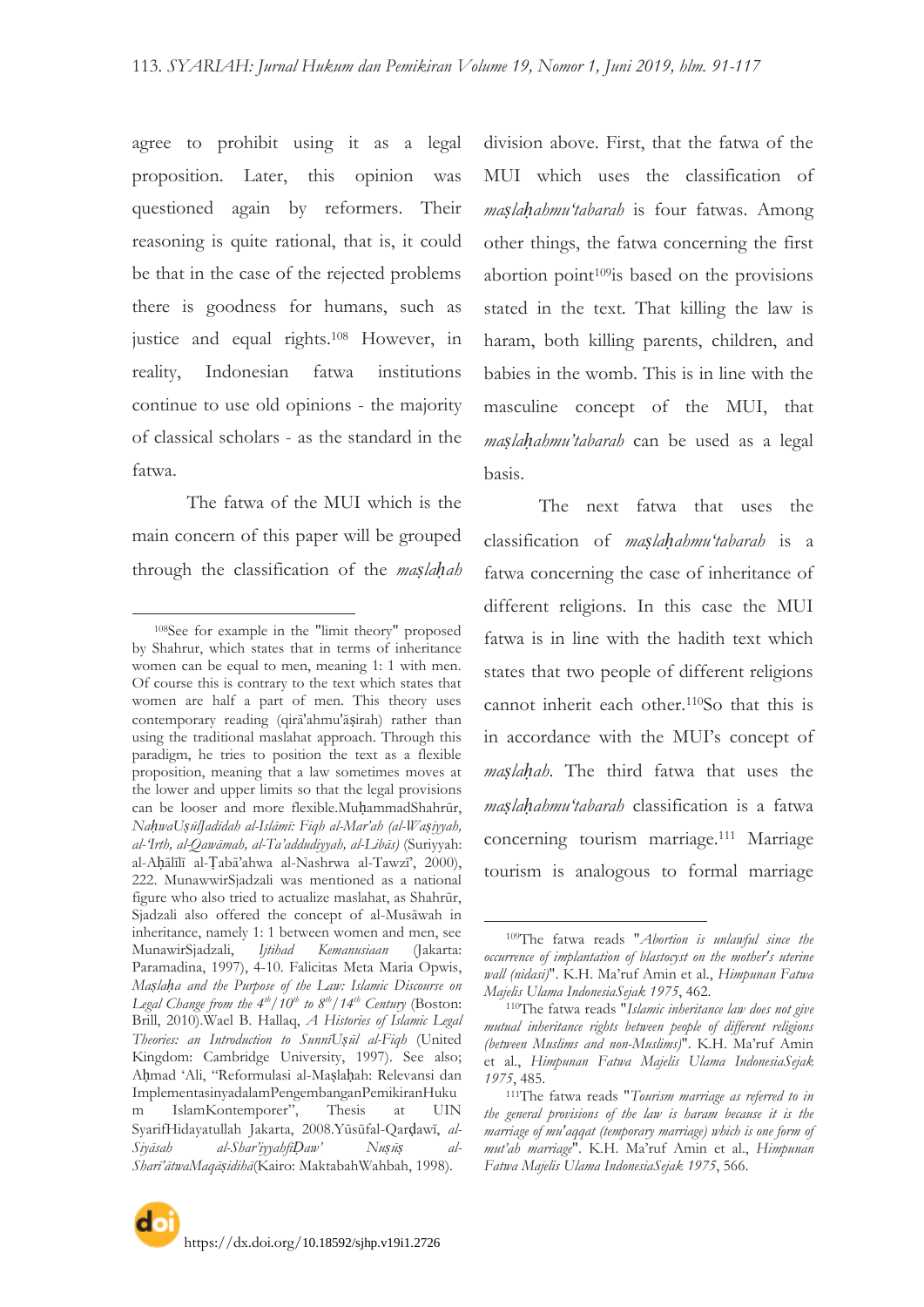agree to prohibit using it as a legal proposition. Later, this opinion was questioned again by reformers. Their reasoning is quite rational, that is, it could be that in the case of the rejected problems there is goodness for humans, such as justice and equal rights.[108] However, in reality, Indonesian fatwa institutions continue to use old opinions - the majority of classical scholars - as the standard in the fatwa.

The fatwa of the MUI which is the main concern of this paper will be grouped through the classification of the *maṣlaḥah* division above. First, that the fatwa of the MUI which uses the classification of *maṣlaḥahmu'tabarah* is four fatwas. Among other things, the fatwa concerning the first abortion point[109]is based on the provisions stated in the text. That killing the law is haram, both killing parents, children, and babies in the womb. This is in line with the masculine concept of the MUI, that *maṣlaḥahmu'tabarah* can be used as a legal basis.

The next fatwa that uses the classification of *maṣlaḥahmu'tabarah* is a fatwa concerning the case of inheritance of different religions. In this case the MUI fatwa is in line with the hadith text which states that two people of different religions cannot inherit each other.[110]So that this is in accordance with the MUI's concept of *maṣlaḥah*. The third fatwa that uses the *maṣlaḥahmu'tabarah* classification is a fatwa concerning tourism marriage.[111] Marriage tourism is analogous to formal marriage

---

[108]See for example in the "limit theory" proposed by Shahrur, which states that in terms of inheritance women can be equal to men, meaning 1: 1 with men. Of course this is contrary to the text which states that women are half a part of men. This theory uses contemporary reading (qirā'ahmu'āṣirah) rather than using the traditional maslahat approach. Through this paradigm, he tries to position the text as a flexible proposition, meaning that a law sometimes moves at the lower and upper limits so that the legal provisions can be looser and more flexible.MuḥammadShahrūr, *NaḥwaUṣūlJadīdah al-Islāmī: Fiqh al-Mar'ah (al-Waṣiyyah, al-'Irth, al-Qawāmah, al-Ta'addudiyyah, al-Libās)* (Suriyyah: al-Aḥālīlī al-Ṭabā'ahwa al-Nashrwa al-Tawzī', 2000), 222. MunawwirSjadzali was mentioned as a national figure who also tried to actualize maslahat, as Shahrūr, Sjadzali also offered the concept of al-Musāwah in inheritance, namely 1: 1 between women and men, see MunawirSjadzali, *Ijtihad Kemanusiaan* (Jakarta: Paramadina, 1997), 4-10. Falicitas Meta Maria Opwis, *Maṣlaḥa and the Purpose of the Law: Islamic Discourse on Legal Change from the 4th/10th to 8th/14th Century* (Boston: Brill, 2010).Wael B. Hallaq, *A Histories of Islamic Legal Theories: an Introduction to SunnīUṣūl al-Fiqh* (United Kingdom: Cambridge University, 1997). See also; Aḥmad 'Ali, "Reformulasi al-Maṣlaḥah: Relevansi dan ImplementasinyadalamPengembanganPemikiranHukum IslamKontemporer", Thesis at UIN SyarifHidayatullah Jakarta, 2008.Yūsūfal-Qarḍawī, *al-Siyāsah al-Shar'iyyahfīḌaw' Nuṣūṣ al-Sharī'ātwaMaqāṣidihā*(Kairo: MaktabahWahbah, 1998).

[109]The fatwa reads "*Abortion is unlawful since the occurrence of implantation of blastocyst on the mother's uterine wall (nidasi)*". K.H. Ma'ruf Amin et al., *Himpunan Fatwa Majelis Ulama IndonesiaSejak 1975*, 462.

[110]The fatwa reads "*Islamic inheritance law does not give mutual inheritance rights between people of different religions (between Muslims and non-Muslims)*". K.H. Ma'ruf Amin et al., *Himpunan Fatwa Majelis Ulama IndonesiaSejak 1975*, 485.

[111]The fatwa reads "*Tourism marriage as referred to in the general provisions of the law is haram because it is the marriage of mu'aqqat (temporary marriage) which is one form of mut'ah marriage*". K.H. Ma'ruf Amin et al., *Himpunan Fatwa Majelis Ulama IndonesiaSejak 1975*, 566.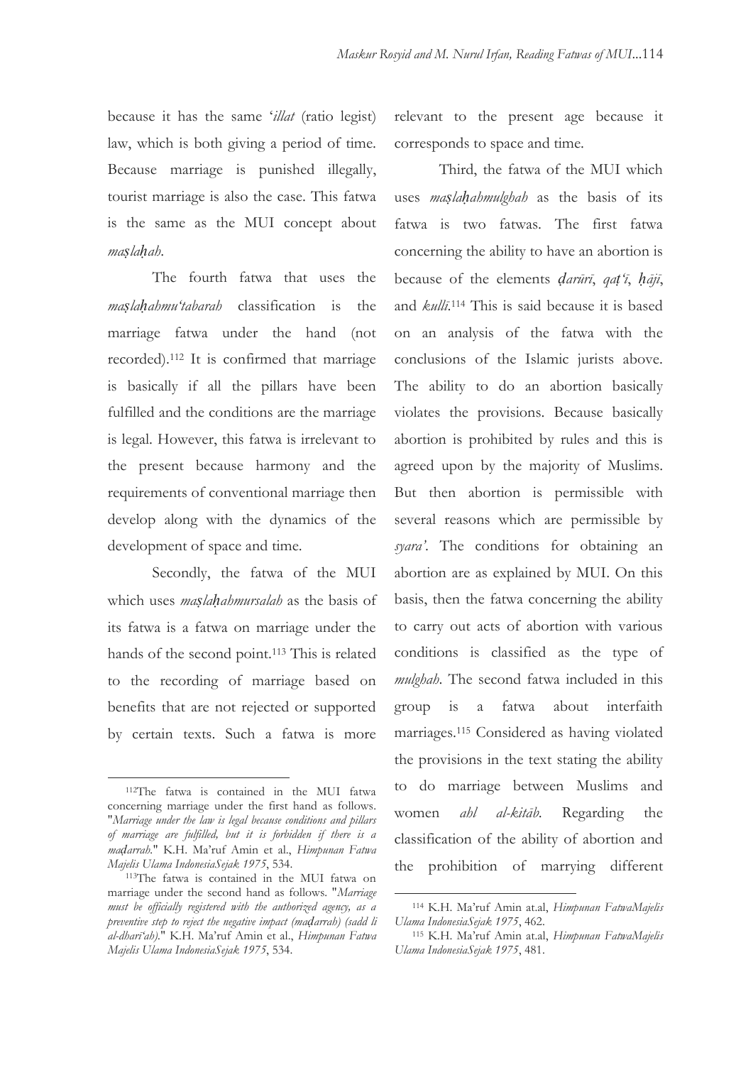because it has the same '*illat* (ratio legist) law, which is both giving a period of time. Because marriage is punished illegally, tourist marriage is also the case. This fatwa is the same as the MUI concept about *maṣlaḥah*.

The fourth fatwa that uses the *maṣlaḥahmu'tabarah* classification is the marriage fatwa under the hand (not recorded).[112] It is confirmed that marriage is basically if all the pillars have been fulfilled and the conditions are the marriage is legal. However, this fatwa is irrelevant to the present because harmony and the requirements of conventional marriage then develop along with the dynamics of the development of space and time.

Secondly, the fatwa of the MUI which uses *maṣlaḥahmursalah* as the basis of its fatwa is a fatwa on marriage under the hands of the second point.[113] This is related to the recording of marriage based on benefits that are not rejected or supported by certain texts. Such a fatwa is more relevant to the present age because it corresponds to space and time.

Third, the fatwa of the MUI which uses *maṣlaḥahmulghah* as the basis of its fatwa is two fatwas. The first fatwa concerning the ability to have an abortion is because of the elements *ḍarūrī*, *qaṭ'ī*, *ḥājī*, and *kullī*.[114] This is said because it is based on an analysis of the fatwa with the conclusions of the Islamic jurists above. The ability to do an abortion basically violates the provisions. Because basically abortion is prohibited by rules and this is agreed upon by the majority of Muslims. But then abortion is permissible with several reasons which are permissible by *syara'*. The conditions for obtaining an abortion are as explained by MUI. On this basis, then the fatwa concerning the ability to carry out acts of abortion with various conditions is classified as the type of *mulghah*. The second fatwa included in this group is a fatwa about interfaith marriages.[115] Considered as having violated the provisions in the text stating the ability to do marriage between Muslims and women *ahl al-kitāb*. Regarding the classification of the ability of abortion and the prohibition of marrying different

---

[112] The fatwa is contained in the MUI fatwa concerning marriage under the first hand as follows. "*Marriage under the law is legal because conditions and pillars of marriage are fulfilled, but it is forbidden if there is a maḍarrah.*" K.H. Ma'ruf Amin et al., *Himpunan Fatwa Majelis Ulama IndonesiaSejak 1975*, 534.

[113] The fatwa is contained in the MUI fatwa on marriage under the second hand as follows. "*Marriage must be officially registered with the authorized agency, as a preventive step to reject the negative impact (maḍarrah) (sadd li al-dharī'ah).*" K.H. Ma'ruf Amin et al., *Himpunan Fatwa Majelis Ulama IndonesiaSejak 1975*, 534.

[114] K.H. Ma'ruf Amin at.al, *Himpunan FatwaMajelis Ulama IndonesiaSejak 1975*, 462.

[115] K.H. Ma'ruf Amin at.al, *Himpunan FatwaMajelis Ulama IndonesiaSejak 1975*, 481.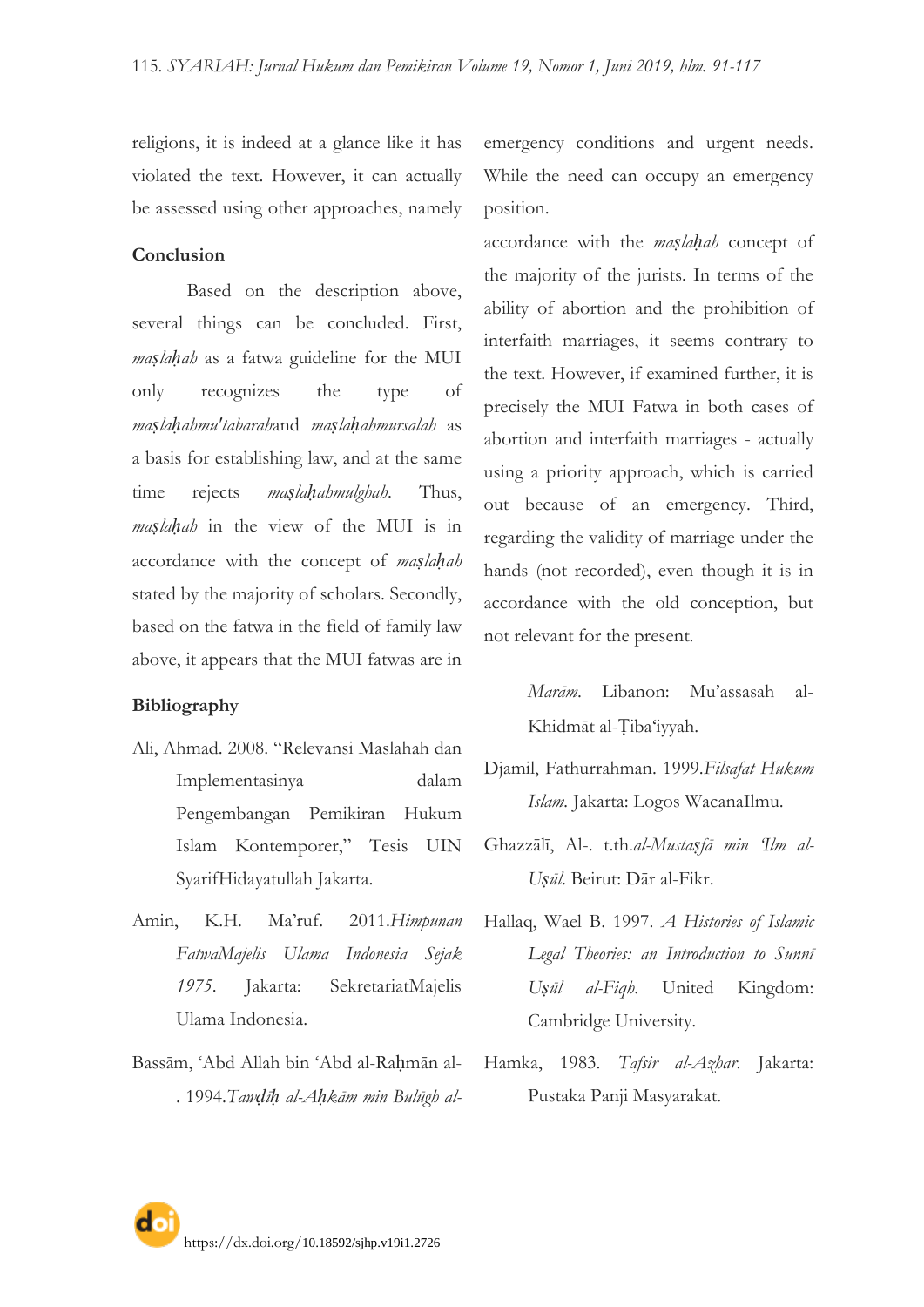religions, it is indeed at a glance like it has violated the text. However, it can actually be assessed using other approaches, namely emergency conditions and urgent needs. While the need can occupy an emergency position.

## Conclusion

Based on the description above, several things can be concluded. First, *maṣlaḥah* as a fatwa guideline for the MUI only recognizes the type of *maṣlaḥahmu'tabarah*and *maṣlaḥahmursalah* as a basis for establishing law, and at the same time rejects *maṣlaḥahmulghah*. Thus, *maṣlaḥah* in the view of the MUI is in accordance with the concept of *maṣlaḥah* stated by the majority of scholars. Secondly, based on the fatwa in the field of family law above, it appears that the MUI fatwas are in accordance with the *maṣlaḥah* concept of the majority of the jurists. In terms of the ability of abortion and the prohibition of interfaith marriages, it seems contrary to the text. However, if examined further, it is precisely the MUI Fatwa in both cases of abortion and interfaith marriages - actually using a priority approach, which is carried out because of an emergency. Third, regarding the validity of marriage under the hands (not recorded), even though it is in accordance with the old conception, but not relevant for the present.

## Bibliography

Ali, Ahmad. 2008. "Relevansi Maslahah dan Implementasinya dalam Pengembangan Pemikiran Hukum Islam Kontemporer," Tesis UIN SyarifHidayatullah Jakarta.

Amin, K.H. Ma'ruf. 2011.*Himpunan FatwaMajelis Ulama Indonesia Sejak 1975*. Jakarta: SekretariatMajelis Ulama Indonesia.

Bassām, 'Abd Allah bin 'Abd al-Raḥmān al-. 1994.*Tawḍīḥ al-Aḥkām min Bulūgh al-Marām*. Libanon: Mu'assasah al-Khidmāt al-Ṭiba'iyyah.

Djamil, Fathurrahman. 1999.*Filsafat Hukum Islam*. Jakarta: Logos WacanaIlmu.

Ghazzālī, Al-. t.th.*al-Mustaṣfā min 'Ilm al-Uṣūl*. Beirut: Dār al-Fikr.

Hallaq, Wael B. 1997. *A Histories of Islamic Legal Theories: an Introduction to Sunnī Uṣūl al-Fiqh*. United Kingdom: Cambridge University.

Hamka, 1983. *Tafsir al-Azhar*. Jakarta: Pustaka Panji Masyarakat.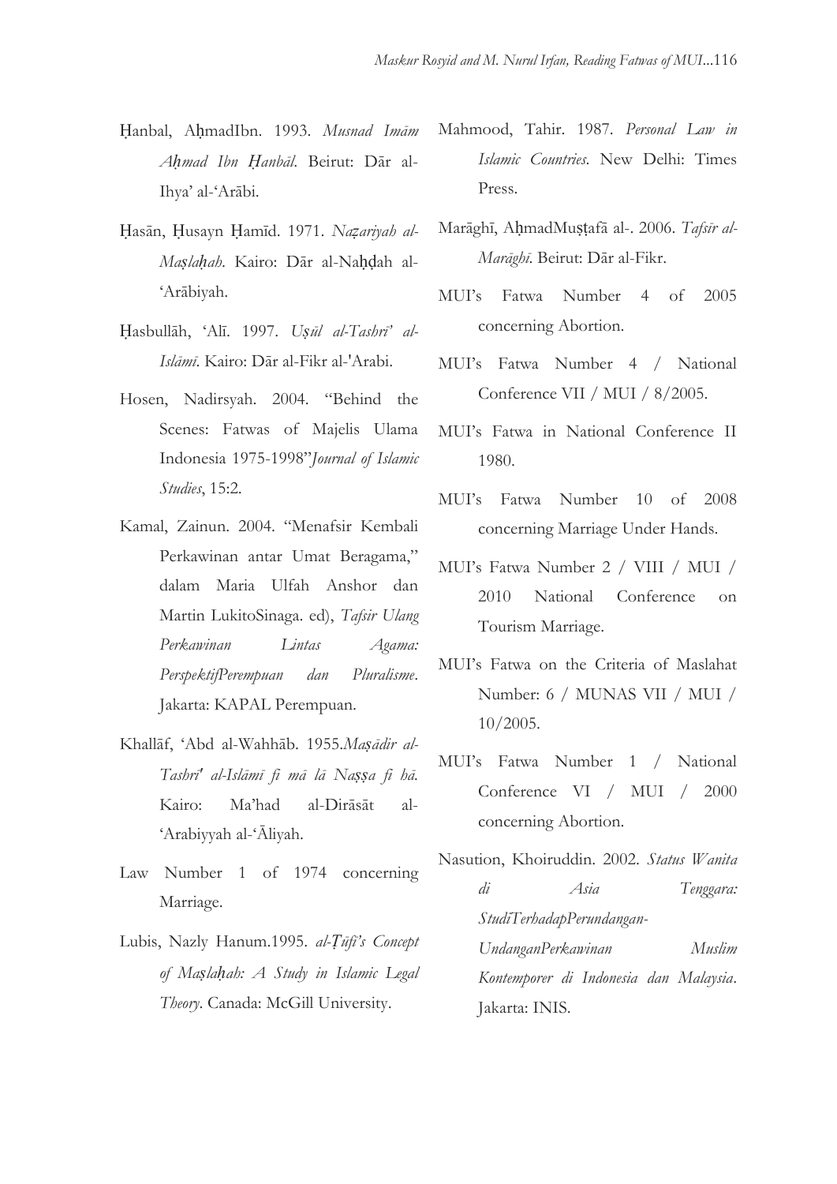Ḥanbal, AḥmadIbn. 1993. *Musnad Imām Aḥmad Ibn Ḥanbāl*. Beirut: Dār al-Ihya' al-'Arābi.

Ḥasān, Ḥusayn Ḥamīd. 1971. *Naẓariyah al-Maṣlaḥah*. Kairo: Dār al-Naḥḍah al-'Arābiyah.

Ḥasbullāh, 'Alī. 1997. *Uṣūl al-Tashri' al-Islāmī*. Kairo: Dār al-Fikr al-'Arabi.

Hosen, Nadirsyah. 2004. "Behind the Scenes: Fatwas of Majelis Ulama Indonesia 1975-1998"*Journal of Islamic Studies*, 15:2.

Kamal, Zainun. 2004. "Menafsir Kembali Perkawinan antar Umat Beragama," dalam Maria Ulfah Anshor dan Martin LukitoSinaga. ed), *Tafsir Ulang Perkawinan Lintas Agama: PerspektifPerempuan dan Pluralisme*. Jakarta: KAPAL Perempuan.

Khallāf, 'Abd al-Wahhāb. 1955.*Maṣādir al-Tashrī' al-Islāmī fi mā lā Naṣṣa fi hā*. Kairo: Ma'had al-Dirāsāt al-'Arabiyyah al-'Āliyah.

Law Number 1 of 1974 concerning Marriage.

Lubis, Nazly Hanum.1995. *al-Ṭūfi's Concept of Maṣlaḥah: A Study in Islamic Legal Theory*. Canada: McGill University.

Mahmood, Tahir. 1987. *Personal Law in Islamic Countries*. New Delhi: Times Press.

Marāghī, AḥmadMuṣṭafā al-. 2006. *Tafsīr al-Marāghī*. Beirut: Dār al-Fikr.

MUI's Fatwa Number 4 of 2005 concerning Abortion.

MUI's Fatwa Number 4 / National Conference VII / MUI / 8/2005.

MUI's Fatwa in National Conference II 1980.

MUI's Fatwa Number 10 of 2008 concerning Marriage Under Hands.

MUI's Fatwa Number 2 / VIII / MUI / 2010 National Conference on Tourism Marriage.

MUI's Fatwa on the Criteria of Maslahat Number: 6 / MUNAS VII / MUI / 10/2005.

MUI's Fatwa Number 1 / National Conference VI / MUI / 2000 concerning Abortion.

Nasution, Khoiruddin. 2002. *Status Wanita di Asia Tenggara: StudiTerhadapPerundangan-UndanganPerkawinan Muslim Kontemporer di Indonesia dan Malaysia*. Jakarta: INIS.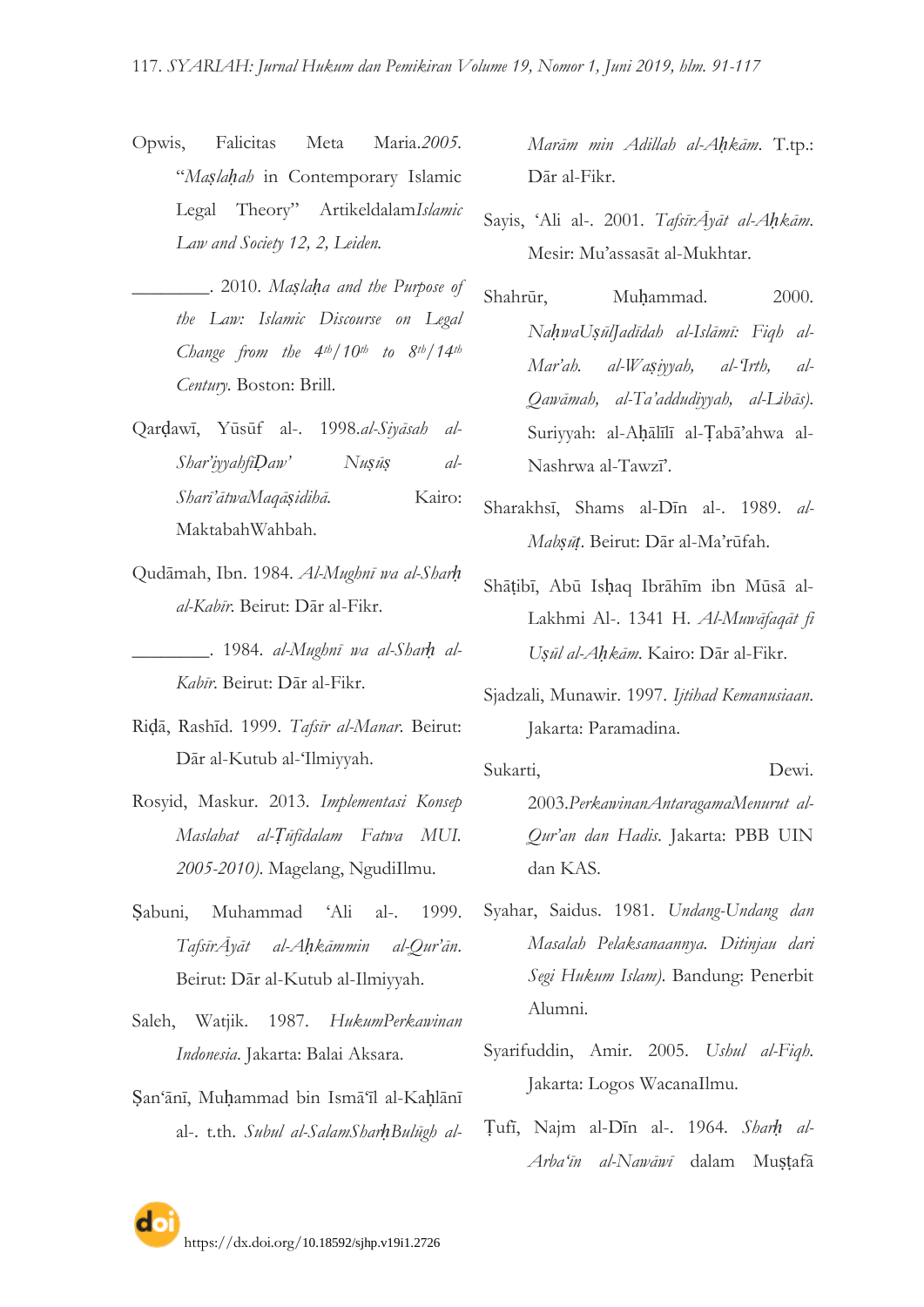Opwis, Falicitas Meta Maria.2005. "*Maṣlaḥah* in Contemporary Islamic Legal Theory" Artikeldalam*Islamic Law and Society 12, 2, Leiden.*

________. 2010. *Maṣlaḥa and the Purpose of the Law: Islamic Discourse on Legal Change from the 4th/10th to 8th/14th Century*. Boston: Brill.

Qarḍawī, Yūsūf al-. 1998.*al-Siyāsah al-Shar'iyyahfīḌaw' Nuṣūṣ al-Sharī'atwaMaqāṣidihā.* Kairo: MaktabahWahbah.

Qudāmah, Ibn. 1984. *Al-Mughnī wa al-Sharḥ al-Kabīr*. Beirut: Dār al-Fikr.

________. 1984. *al-Mughnī wa al-Sharḥ al-Kabīr*. Beirut: Dār al-Fikr.

Riḍā, Rashīd. 1999. *Tafsīr al-Manar*. Beirut: Dār al-Kutub al-'Ilmiyyah.

Rosyid, Maskur. 2013. *Implementasi Konsep Maslahat al-Ṭūfīdalam Fatwa MUI. 2005-2010)*. Magelang, NgudiIlmu.

Ṣabuni, Muhammad 'Ali al-. 1999. *TafsīrĀyāt al-Aḥkāmmin al-Qur'ān*. Beirut: Dār al-Kutub al-Ilmiyyah.

Saleh, Watjik. 1987. *HukumPerkawinan Indonesia*. Jakarta: Balai Aksara.

Ṣan'ānī, Muḥammad bin Ismā'īl al-Kaḥlānī al-. t.th. *Subul al-SalamSharḥBulūgh al-Marām min Adillah al-Aḥkām*. T.tp.: Dār al-Fikr.

Sayis, 'Ali al-. 2001. *TafsīrĀyāt al-Aḥkām*. Mesir: Mu'assasāt al-Mukhtar.

Shahrūr, Muḥammad. 2000. *NaḥwaUṣūlJadīdah al-Islāmī: Fiqh al-Mar'ah. al-Waṣiyyah, al-'Irth, al-Qawāmah, al-Ta'addudiyyah, al-Libās)*. Suriyyah: al-Aḥālīlī al-Ṭabā'ahwa al-Nashrwa al-Tawzī'.

Sharakhsī, Shams al-Dīn al-. 1989. *al-Mabṣūṭ*. Beirut: Dār al-Ma'rūfah.

Shāṭibī, Abū Isḥaq Ibrāhīm ibn Mūsā al-Lakhmi Al-. 1341 H. *Al-Muwāfaqāt fī Uṣūl al-Aḥkām*. Kairo: Dār al-Fikr.

Sjadzali, Munawir. 1997. *Ijtihad Kemanusiaan*. Jakarta: Paramadina.

Sukarti, Dewi. 2003.*PerkawinanAntaragamaMenurut al-Qur'an dan Hadis*. Jakarta: PBB UIN dan KAS.

Syahar, Saidus. 1981. *Undang-Undang dan Masalah Pelaksanaannya. Ditinjau dari Segi Hukum Islam)*. Bandung: Penerbit Alumni.

Syarifuddin, Amir. 2005. *Ushul al-Fiqh*. Jakarta: Logos WacanaIlmu.

Ṭufī, Najm al-Dīn al-. 1964. *Sharḥ al-Arba'īn al-Nawāwī* dalam Muṣṭafā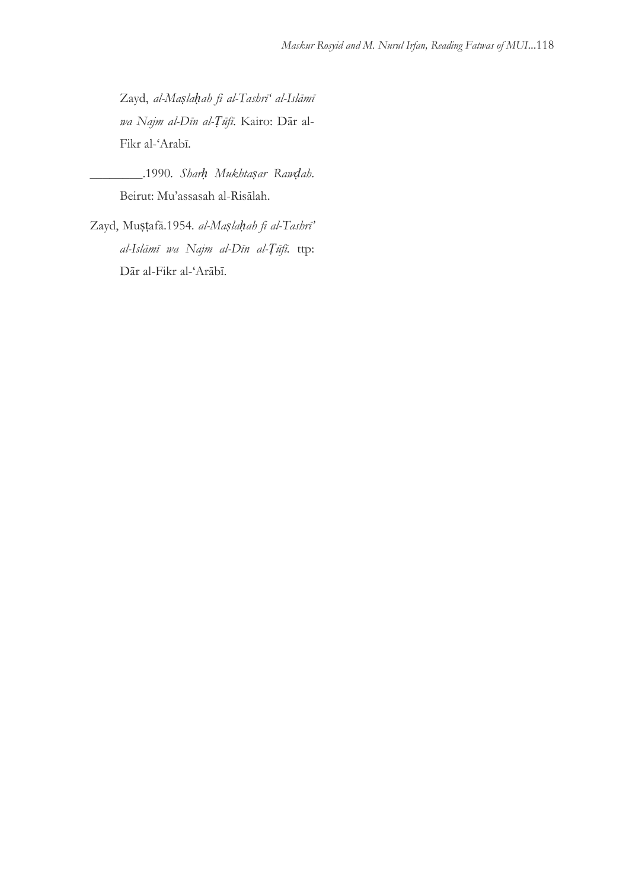Zayd, *al-Maṣlaḥah fi al-Tashrī' al-Islāmī wa Najm al-Dīn al-Ṭūfī*. Kairo: Dār al-Fikr al-'Arabī.

________.1990. *Sharḥ Mukhtaṣar Rawḍah*. Beirut: Mu'assasah al-Risālah.

Zayd, Muṣṭafã.1954. *al-Maṣlaḥah fi al-Tashrī' al-Islāmī wa Najm al-Dīn al-Ṭūfī*. ttp: Dār al-Fikr al-'Arābī.